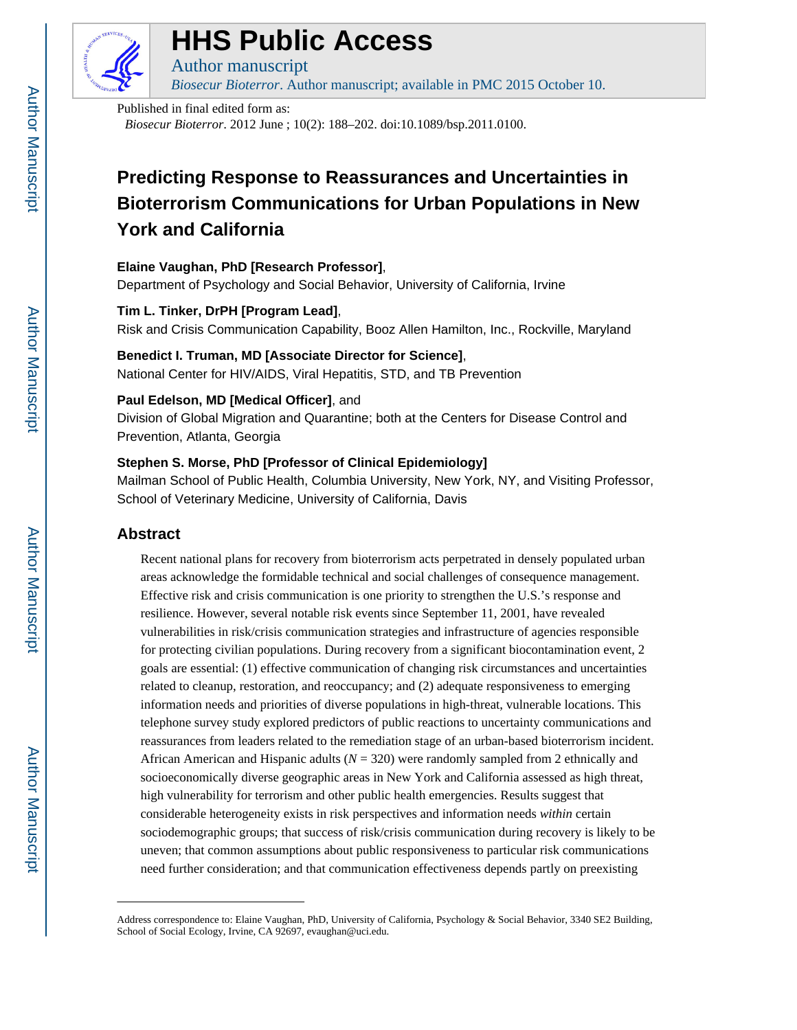# HHS Public Access

Author manuscript

*Biosecur Bioterror*. Author manuscript; available in PMC 2015 October 10.

Published in final edited form as:

*Biosecur Bioterror*. 2012 June ; 10(2): 188–202. doi:10.1089/bsp.2011.0100.

## Predicting Response to Reassurances and Uncertainties in Bioterrorism Communications for Urban Populations in New York and California

**Elaine Vaughan, PhD [Research Professor]**,

Department of Psychology and Social Behavior, University of California, Irvine

**Tim L. Tinker, DrPH [Program Lead]**,

Risk and Crisis Communication Capability, Booz Allen Hamilton, Inc., Rockville, Maryland

**Benedict I. Truman, MD [Associate Director for Science]**,

National Center for HIV/AIDS, Viral Hepatitis, STD, and TB Prevention

**Paul Edelson, MD [Medical Officer]**, and

Division of Global Migration and Quarantine; both at the Centers for Disease Control and Prevention, Atlanta, Georgia

**Stephen S. Morse, PhD [Professor of Clinical Epidemiology]**

Mailman School of Public Health, Columbia University, New York, NY, and Visiting Professor, School of Veterinary Medicine, University of California, Davis

## Abstract

Recent national plans for recovery from bioterrorism acts perpetrated in densely populated urban areas acknowledge the formidable technical and social challenges of consequence management. Effective risk and crisis communication is one priority to strengthen the U.S.'s response and resilience. However, several notable risk events since September 11, 2001, have revealed vulnerabilities in risk/crisis communication strategies and infrastructure of agencies responsible for protecting civilian populations. During recovery from a significant biocontamination event, 2 goals are essential: (1) effective communication of changing risk circumstances and uncertainties related to cleanup, restoration, and reoccupancy; and (2) adequate responsiveness to emerging information needs and priorities of diverse populations in high-threat, vulnerable locations. This telephone survey study explored predictors of public reactions to uncertainty communications and reassurances from leaders related to the remediation stage of an urban-based bioterrorism incident. African American and Hispanic adults ($N$ = 320) were randomly sampled from 2 ethnically and socioeconomically diverse geographic areas in New York and California assessed as high threat, high vulnerability for terrorism and other public health emergencies. Results suggest that considerable heterogeneity exists in risk perspectives and information needs *within* certain sociodemographic groups; that success of risk/crisis communication during recovery is likely to be uneven; that common assumptions about public responsiveness to particular risk communications need further consideration; and that communication effectiveness depends partly on preexisting

Address correspondence to: Elaine Vaughan, PhD, University of California, Psychology & Social Behavior, 3340 SE2 Building, School of Social Ecology, Irvine, CA 92697, evaughan@uci.edu.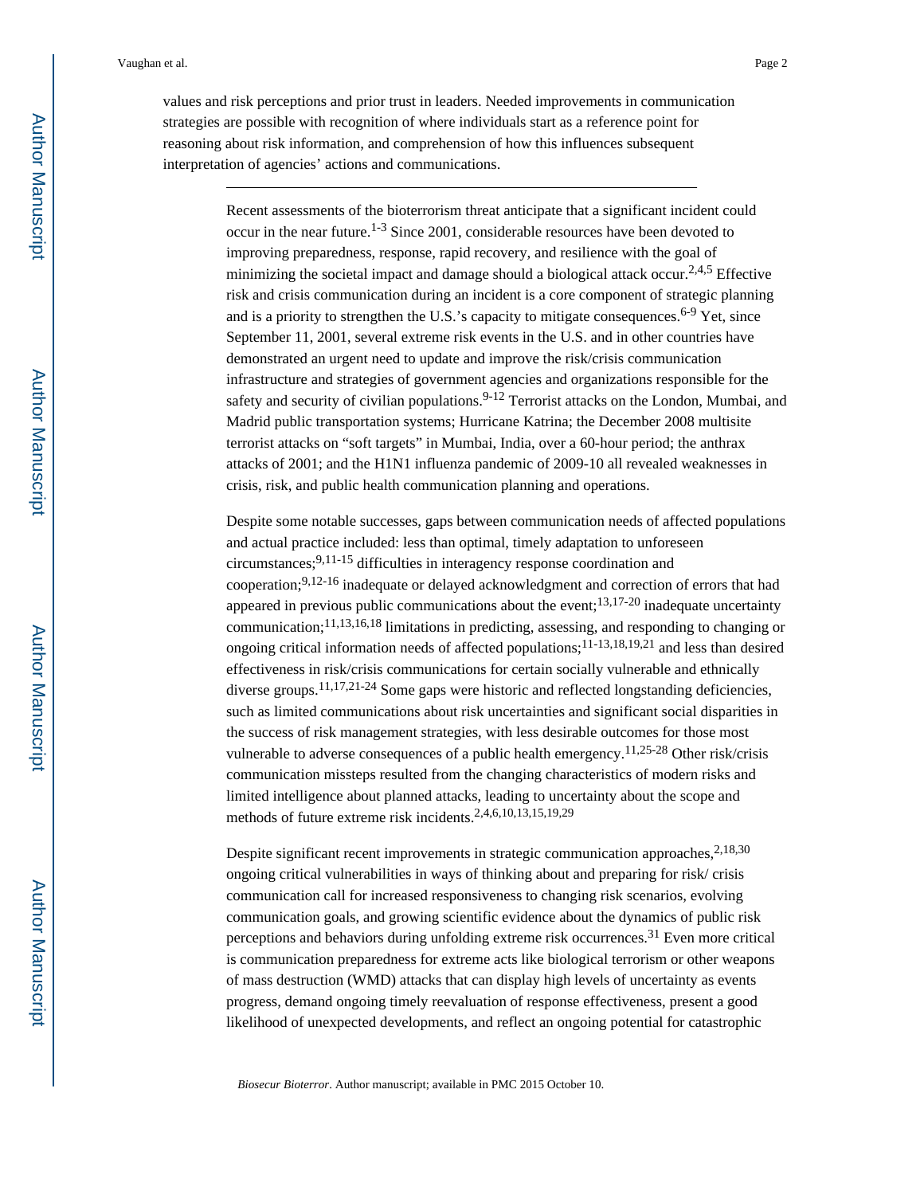values and risk perceptions and prior trust in leaders. Needed improvements in communication strategies are possible with recognition of where individuals start as a reference point for reasoning about risk information, and comprehension of how this influences subsequent interpretation of agencies' actions and communications.

---

Recent assessments of the bioterrorism threat anticipate that a significant incident could occur in the near future.[1-3] Since 2001, considerable resources have been devoted to improving preparedness, response, rapid recovery, and resilience with the goal of minimizing the societal impact and damage should a biological attack occur.[2,4,5] Effective risk and crisis communication during an incident is a core component of strategic planning and is a priority to strengthen the U.S.'s capacity to mitigate consequences.[6-9] Yet, since September 11, 2001, several extreme risk events in the U.S. and in other countries have demonstrated an urgent need to update and improve the risk/crisis communication infrastructure and strategies of government agencies and organizations responsible for the safety and security of civilian populations.[9-12] Terrorist attacks on the London, Mumbai, and Madrid public transportation systems; Hurricane Katrina; the December 2008 multisite terrorist attacks on "soft targets" in Mumbai, India, over a 60-hour period; the anthrax attacks of 2001; and the H1N1 influenza pandemic of 2009-10 all revealed weaknesses in crisis, risk, and public health communication planning and operations.

Despite some notable successes, gaps between communication needs of affected populations and actual practice included: less than optimal, timely adaptation to unforeseen circumstances;[9,11-15] difficulties in interagency response coordination and cooperation;[9,12-16] inadequate or delayed acknowledgment and correction of errors that had appeared in previous public communications about the event;[13,17-20] inadequate uncertainty communication;[11,13,16,18] limitations in predicting, assessing, and responding to changing or ongoing critical information needs of affected populations;[11-13,18,19,21] and less than desired effectiveness in risk/crisis communications for certain socially vulnerable and ethnically diverse groups.[11,17,21-24] Some gaps were historic and reflected longstanding deficiencies, such as limited communications about risk uncertainties and significant social disparities in the success of risk management strategies, with less desirable outcomes for those most vulnerable to adverse consequences of a public health emergency.[11,25-28] Other risk/crisis communication missteps resulted from the changing characteristics of modern risks and limited intelligence about planned attacks, leading to uncertainty about the scope and methods of future extreme risk incidents.[2,4,6,10,13,15,19,29]

Despite significant recent improvements in strategic communication approaches,[2,18,30] ongoing critical vulnerabilities in ways of thinking about and preparing for risk/ crisis communication call for increased responsiveness to changing risk scenarios, evolving communication goals, and growing scientific evidence about the dynamics of public risk perceptions and behaviors during unfolding extreme risk occurrences.[31] Even more critical is communication preparedness for extreme acts like biological terrorism or other weapons of mass destruction (WMD) attacks that can display high levels of uncertainty as events progress, demand ongoing timely reevaluation of response effectiveness, present a good likelihood of unexpected developments, and reflect an ongoing potential for catastrophic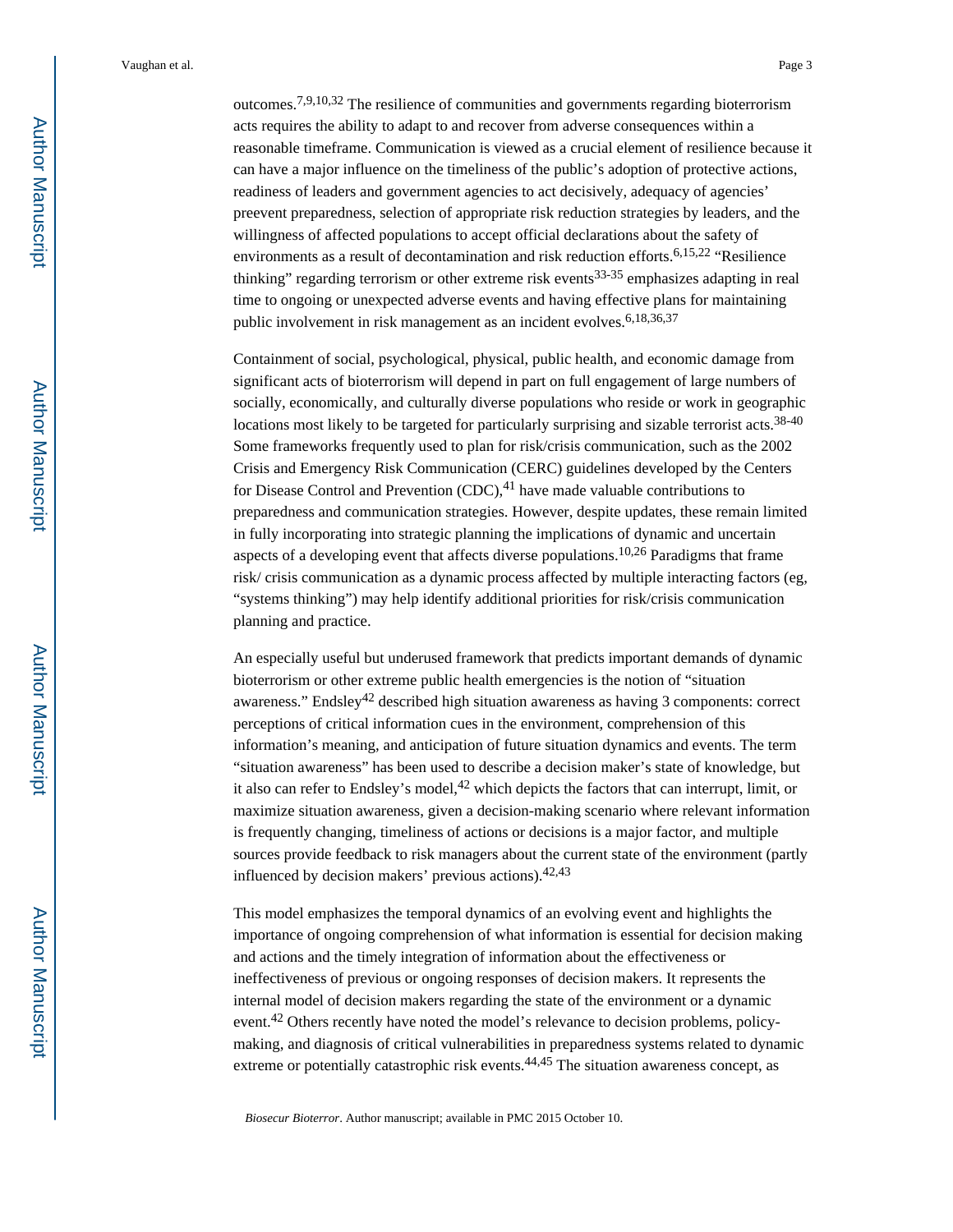outcomes.[7,9,10,32] The resilience of communities and governments regarding bioterrorism acts requires the ability to adapt to and recover from adverse consequences within a reasonable timeframe. Communication is viewed as a crucial element of resilience because it can have a major influence on the timeliness of the public's adoption of protective actions, readiness of leaders and government agencies to act decisively, adequacy of agencies' preevent preparedness, selection of appropriate risk reduction strategies by leaders, and the willingness of affected populations to accept official declarations about the safety of environments as a result of decontamination and risk reduction efforts.[6,15,22] "Resilience thinking" regarding terrorism or other extreme risk events[33-35] emphasizes adapting in real time to ongoing or unexpected adverse events and having effective plans for maintaining public involvement in risk management as an incident evolves.[6,18,36,37]

Containment of social, psychological, physical, public health, and economic damage from significant acts of bioterrorism will depend in part on full engagement of large numbers of socially, economically, and culturally diverse populations who reside or work in geographic locations most likely to be targeted for particularly surprising and sizable terrorist acts.[38-40] Some frameworks frequently used to plan for risk/crisis communication, such as the 2002 Crisis and Emergency Risk Communication (CERC) guidelines developed by the Centers for Disease Control and Prevention (CDC),[41] have made valuable contributions to preparedness and communication strategies. However, despite updates, these remain limited in fully incorporating into strategic planning the implications of dynamic and uncertain aspects of a developing event that affects diverse populations.[10,26] Paradigms that frame risk/ crisis communication as a dynamic process affected by multiple interacting factors (eg, "systems thinking") may help identify additional priorities for risk/crisis communication planning and practice.

An especially useful but underused framework that predicts important demands of dynamic bioterrorism or other extreme public health emergencies is the notion of "situation awareness." Endsley[42] described high situation awareness as having 3 components: correct perceptions of critical information cues in the environment, comprehension of this information's meaning, and anticipation of future situation dynamics and events. The term "situation awareness" has been used to describe a decision maker's state of knowledge, but it also can refer to Endsley's model,[42] which depicts the factors that can interrupt, limit, or maximize situation awareness, given a decision-making scenario where relevant information is frequently changing, timeliness of actions or decisions is a major factor, and multiple sources provide feedback to risk managers about the current state of the environment (partly influenced by decision makers' previous actions).[42,43]

This model emphasizes the temporal dynamics of an evolving event and highlights the importance of ongoing comprehension of what information is essential for decision making and actions and the timely integration of information about the effectiveness or ineffectiveness of previous or ongoing responses of decision makers. It represents the internal model of decision makers regarding the state of the environment or a dynamic event.[42] Others recently have noted the model's relevance to decision problems, policy-making, and diagnosis of critical vulnerabilities in preparedness systems related to dynamic extreme or potentially catastrophic risk events.[44,45] The situation awareness concept, as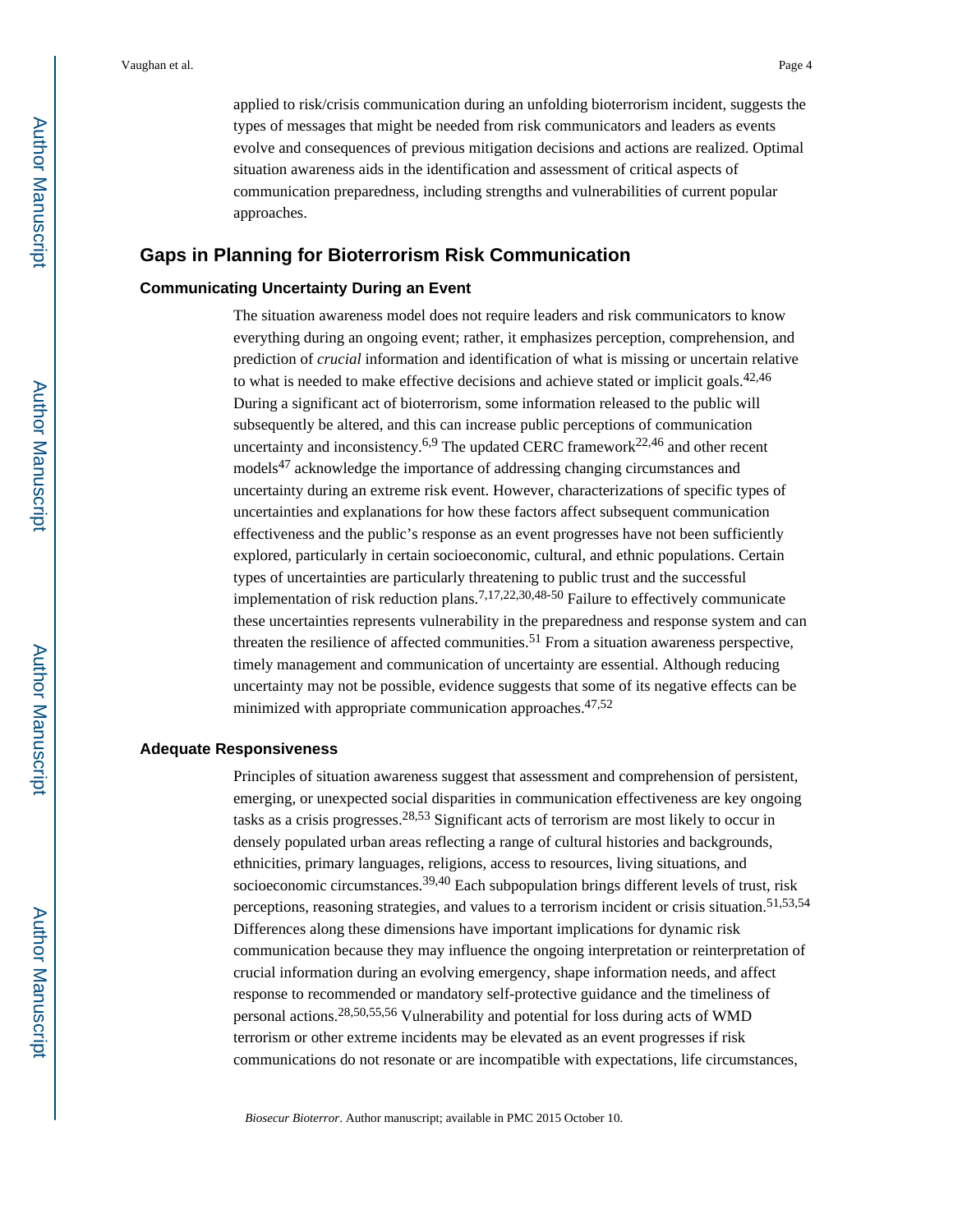applied to risk/crisis communication during an unfolding bioterrorism incident, suggests the types of messages that might be needed from risk communicators and leaders as events evolve and consequences of previous mitigation decisions and actions are realized. Optimal situation awareness aids in the identification and assessment of critical aspects of communication preparedness, including strengths and vulnerabilities of current popular approaches.

## Gaps in Planning for Bioterrorism Risk Communication

### Communicating Uncertainty During an Event

The situation awareness model does not require leaders and risk communicators to know everything during an ongoing event; rather, it emphasizes perception, comprehension, and prediction of *crucial* information and identification of what is missing or uncertain relative to what is needed to make effective decisions and achieve stated or implicit goals.[42,46] During a significant act of bioterrorism, some information released to the public will subsequently be altered, and this can increase public perceptions of communication uncertainty and inconsistency.[6,9] The updated CERC framework[22,46] and other recent models[47] acknowledge the importance of addressing changing circumstances and uncertainty during an extreme risk event. However, characterizations of specific types of uncertainties and explanations for how these factors affect subsequent communication effectiveness and the public's response as an event progresses have not been sufficiently explored, particularly in certain socioeconomic, cultural, and ethnic populations. Certain types of uncertainties are particularly threatening to public trust and the successful implementation of risk reduction plans.[7,17,22,30,48-50] Failure to effectively communicate these uncertainties represents vulnerability in the preparedness and response system and can threaten the resilience of affected communities.[51] From a situation awareness perspective, timely management and communication of uncertainty are essential. Although reducing uncertainty may not be possible, evidence suggests that some of its negative effects can be minimized with appropriate communication approaches.[47,52]

### Adequate Responsiveness

Principles of situation awareness suggest that assessment and comprehension of persistent, emerging, or unexpected social disparities in communication effectiveness are key ongoing tasks as a crisis progresses.[28,53] Significant acts of terrorism are most likely to occur in densely populated urban areas reflecting a range of cultural histories and backgrounds, ethnicities, primary languages, religions, access to resources, living situations, and socioeconomic circumstances.[39,40] Each subpopulation brings different levels of trust, risk perceptions, reasoning strategies, and values to a terrorism incident or crisis situation.[51,53,54] Differences along these dimensions have important implications for dynamic risk communication because they may influence the ongoing interpretation or reinterpretation of crucial information during an evolving emergency, shape information needs, and affect response to recommended or mandatory self-protective guidance and the timeliness of personal actions.[28,50,55,56] Vulnerability and potential for loss during acts of WMD terrorism or other extreme incidents may be elevated as an event progresses if risk communications do not resonate or are incompatible with expectations, life circumstances,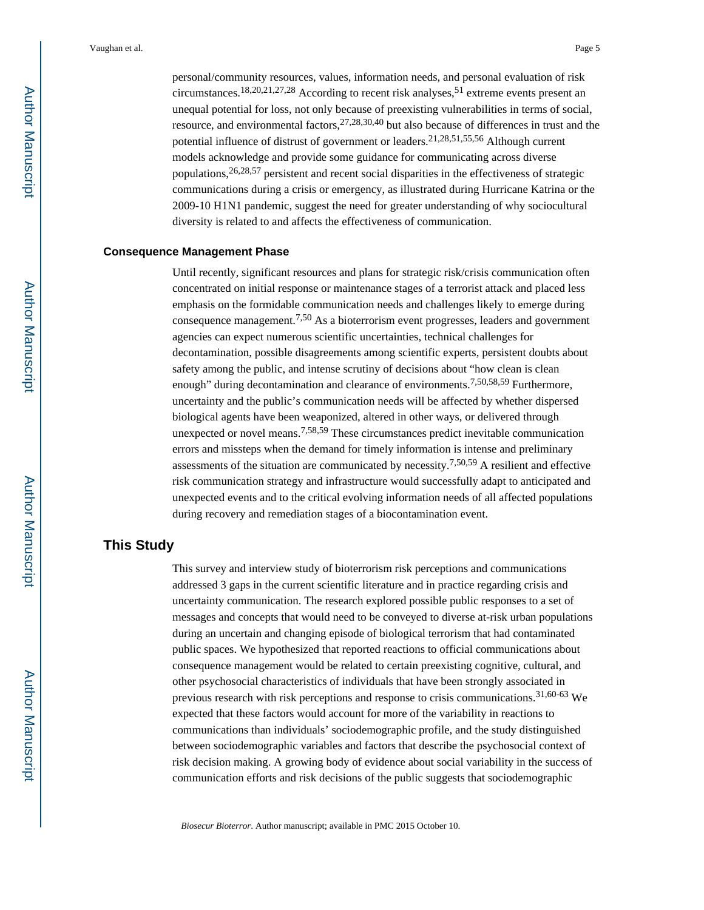personal/community resources, values, information needs, and personal evaluation of risk circumstances.[18,20,21,27,28] According to recent risk analyses,[51] extreme events present an unequal potential for loss, not only because of preexisting vulnerabilities in terms of social, resource, and environmental factors,[27,28,30,40] but also because of differences in trust and the potential influence of distrust of government or leaders.[21,28,51,55,56] Although current models acknowledge and provide some guidance for communicating across diverse populations,[26,28,57] persistent and recent social disparities in the effectiveness of strategic communications during a crisis or emergency, as illustrated during Hurricane Katrina or the 2009-10 H1N1 pandemic, suggest the need for greater understanding of why sociocultural diversity is related to and affects the effectiveness of communication.

### Consequence Management Phase

Until recently, significant resources and plans for strategic risk/crisis communication often concentrated on initial response or maintenance stages of a terrorist attack and placed less emphasis on the formidable communication needs and challenges likely to emerge during consequence management.[7,50] As a bioterrorism event progresses, leaders and government agencies can expect numerous scientific uncertainties, technical challenges for decontamination, possible disagreements among scientific experts, persistent doubts about safety among the public, and intense scrutiny of decisions about "how clean is clean enough" during decontamination and clearance of environments.[7,50,58,59] Furthermore, uncertainty and the public's communication needs will be affected by whether dispersed biological agents have been weaponized, altered in other ways, or delivered through unexpected or novel means.[7,58,59] These circumstances predict inevitable communication errors and missteps when the demand for timely information is intense and preliminary assessments of the situation are communicated by necessity.[7,50,59] A resilient and effective risk communication strategy and infrastructure would successfully adapt to anticipated and unexpected events and to the critical evolving information needs of all affected populations during recovery and remediation stages of a biocontamination event.

## This Study

This survey and interview study of bioterrorism risk perceptions and communications addressed 3 gaps in the current scientific literature and in practice regarding crisis and uncertainty communication. The research explored possible public responses to a set of messages and concepts that would need to be conveyed to diverse at-risk urban populations during an uncertain and changing episode of biological terrorism that had contaminated public spaces. We hypothesized that reported reactions to official communications about consequence management would be related to certain preexisting cognitive, cultural, and other psychosocial characteristics of individuals that have been strongly associated in previous research with risk perceptions and response to crisis communications.[31,60-63] We expected that these factors would account for more of the variability in reactions to communications than individuals' sociodemographic profile, and the study distinguished between sociodemographic variables and factors that describe the psychosocial context of risk decision making. A growing body of evidence about social variability in the success of communication efforts and risk decisions of the public suggests that sociodemographic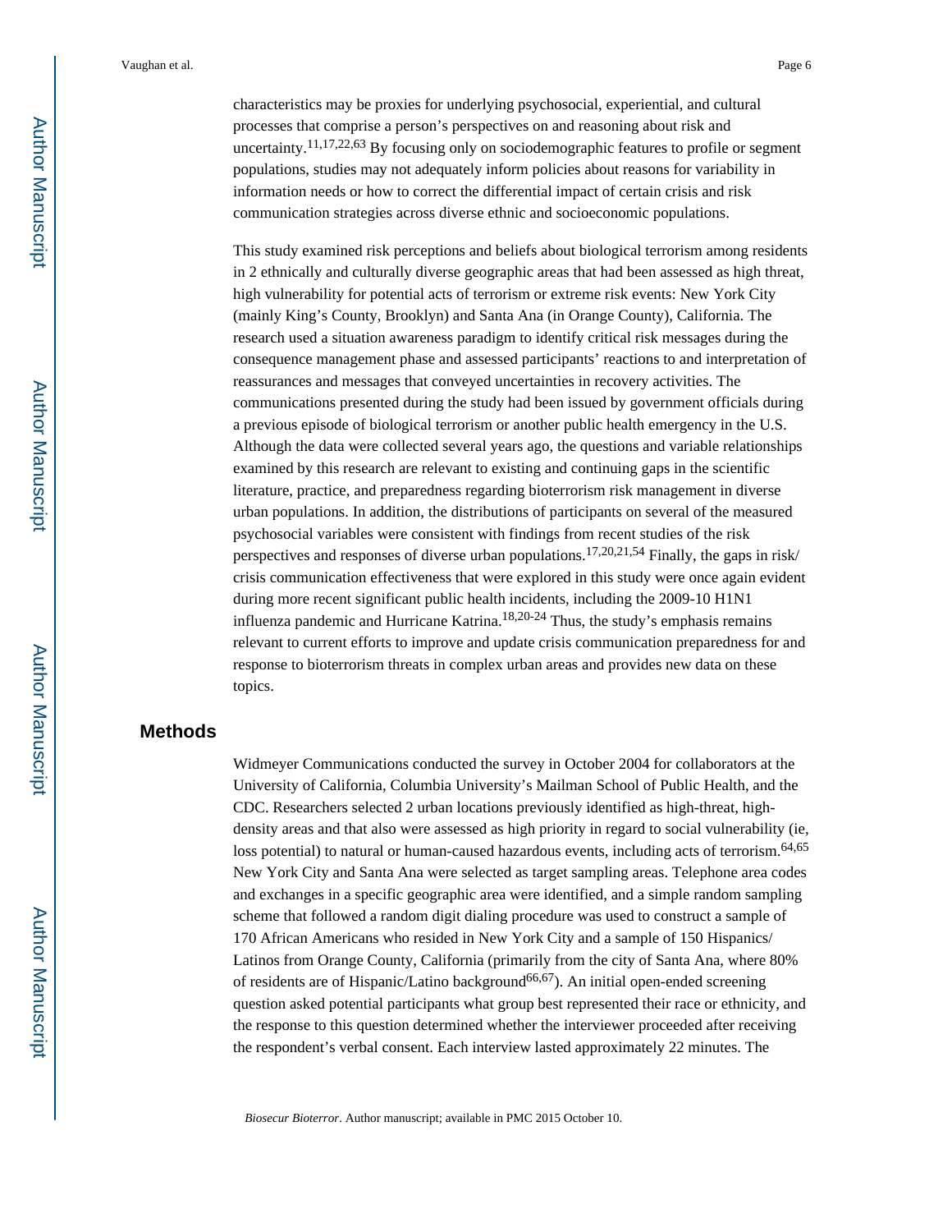characteristics may be proxies for underlying psychosocial, experiential, and cultural processes that comprise a person's perspectives on and reasoning about risk and uncertainty.[11,17,22,63] By focusing only on sociodemographic features to profile or segment populations, studies may not adequately inform policies about reasons for variability in information needs or how to correct the differential impact of certain crisis and risk communication strategies across diverse ethnic and socioeconomic populations.

This study examined risk perceptions and beliefs about biological terrorism among residents in 2 ethnically and culturally diverse geographic areas that had been assessed as high threat, high vulnerability for potential acts of terrorism or extreme risk events: New York City (mainly King's County, Brooklyn) and Santa Ana (in Orange County), California. The research used a situation awareness paradigm to identify critical risk messages during the consequence management phase and assessed participants' reactions to and interpretation of reassurances and messages that conveyed uncertainties in recovery activities. The communications presented during the study had been issued by government officials during a previous episode of biological terrorism or another public health emergency in the U.S. Although the data were collected several years ago, the questions and variable relationships examined by this research are relevant to existing and continuing gaps in the scientific literature, practice, and preparedness regarding bioterrorism risk management in diverse urban populations. In addition, the distributions of participants on several of the measured psychosocial variables were consistent with findings from recent studies of the risk perspectives and responses of diverse urban populations.[17,20,21,54] Finally, the gaps in risk/crisis communication effectiveness that were explored in this study were once again evident during more recent significant public health incidents, including the 2009-10 H1N1 influenza pandemic and Hurricane Katrina.[18,20-24] Thus, the study's emphasis remains relevant to current efforts to improve and update crisis communication preparedness for and response to bioterrorism threats in complex urban areas and provides new data on these topics.

## Methods

Widmeyer Communications conducted the survey in October 2004 for collaborators at the University of California, Columbia University's Mailman School of Public Health, and the CDC. Researchers selected 2 urban locations previously identified as high-threat, high-density areas and that also were assessed as high priority in regard to social vulnerability (ie, loss potential) to natural or human-caused hazardous events, including acts of terrorism.[64,65] New York City and Santa Ana were selected as target sampling areas. Telephone area codes and exchanges in a specific geographic area were identified, and a simple random sampling scheme that followed a random digit dialing procedure was used to construct a sample of 170 African Americans who resided in New York City and a sample of 150 Hispanics/Latinos from Orange County, California (primarily from the city of Santa Ana, where 80% of residents are of Hispanic/Latino background[66,67]). An initial open-ended screening question asked potential participants what group best represented their race or ethnicity, and the response to this question determined whether the interviewer proceeded after receiving the respondent's verbal consent. Each interview lasted approximately 22 minutes. The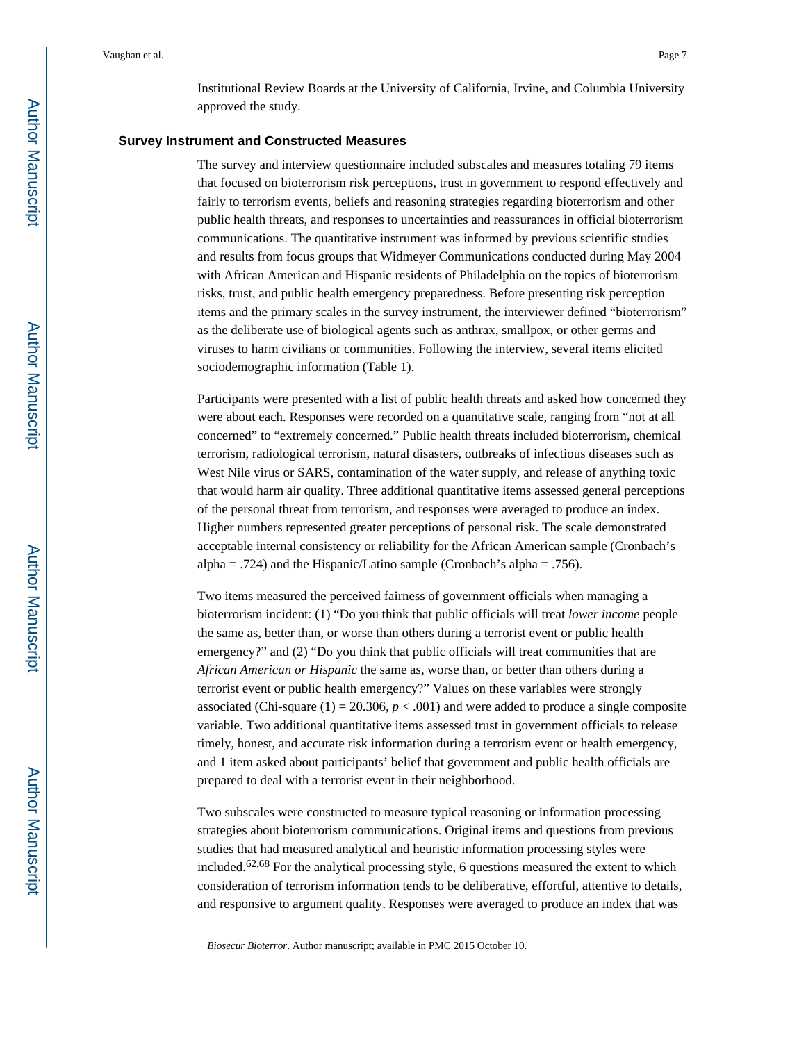Institutional Review Boards at the University of California, Irvine, and Columbia University approved the study.

### Survey Instrument and Constructed Measures

The survey and interview questionnaire included subscales and measures totaling 79 items that focused on bioterrorism risk perceptions, trust in government to respond effectively and fairly to terrorism events, beliefs and reasoning strategies regarding bioterrorism and other public health threats, and responses to uncertainties and reassurances in official bioterrorism communications. The quantitative instrument was informed by previous scientific studies and results from focus groups that Widmeyer Communications conducted during May 2004 with African American and Hispanic residents of Philadelphia on the topics of bioterrorism risks, trust, and public health emergency preparedness. Before presenting risk perception items and the primary scales in the survey instrument, the interviewer defined "bioterrorism" as the deliberate use of biological agents such as anthrax, smallpox, or other germs and viruses to harm civilians or communities. Following the interview, several items elicited sociodemographic information (Table 1).

Participants were presented with a list of public health threats and asked how concerned they were about each. Responses were recorded on a quantitative scale, ranging from "not at all concerned" to "extremely concerned." Public health threats included bioterrorism, chemical terrorism, radiological terrorism, natural disasters, outbreaks of infectious diseases such as West Nile virus or SARS, contamination of the water supply, and release of anything toxic that would harm air quality. Three additional quantitative items assessed general perceptions of the personal threat from terrorism, and responses were averaged to produce an index. Higher numbers represented greater perceptions of personal risk. The scale demonstrated acceptable internal consistency or reliability for the African American sample (Cronbach's alpha = .724) and the Hispanic/Latino sample (Cronbach's alpha = .756).

Two items measured the perceived fairness of government officials when managing a bioterrorism incident: (1) "Do you think that public officials will treat *lower income* people the same as, better than, or worse than others during a terrorist event or public health emergency?" and (2) "Do you think that public officials will treat communities that are *African American or Hispanic* the same as, worse than, or better than others during a terrorist event or public health emergency?" Values on these variables were strongly associated (Chi-square (1) = 20.306, $p < .001$) and were added to produce a single composite variable. Two additional quantitative items assessed trust in government officials to release timely, honest, and accurate risk information during a terrorism event or health emergency, and 1 item asked about participants' belief that government and public health officials are prepared to deal with a terrorist event in their neighborhood.

Two subscales were constructed to measure typical reasoning or information processing strategies about bioterrorism communications. Original items and questions from previous studies that had measured analytical and heuristic information processing styles were included.[62,68] For the analytical processing style, 6 questions measured the extent to which consideration of terrorism information tends to be deliberative, effortful, attentive to details, and responsive to argument quality. Responses were averaged to produce an index that was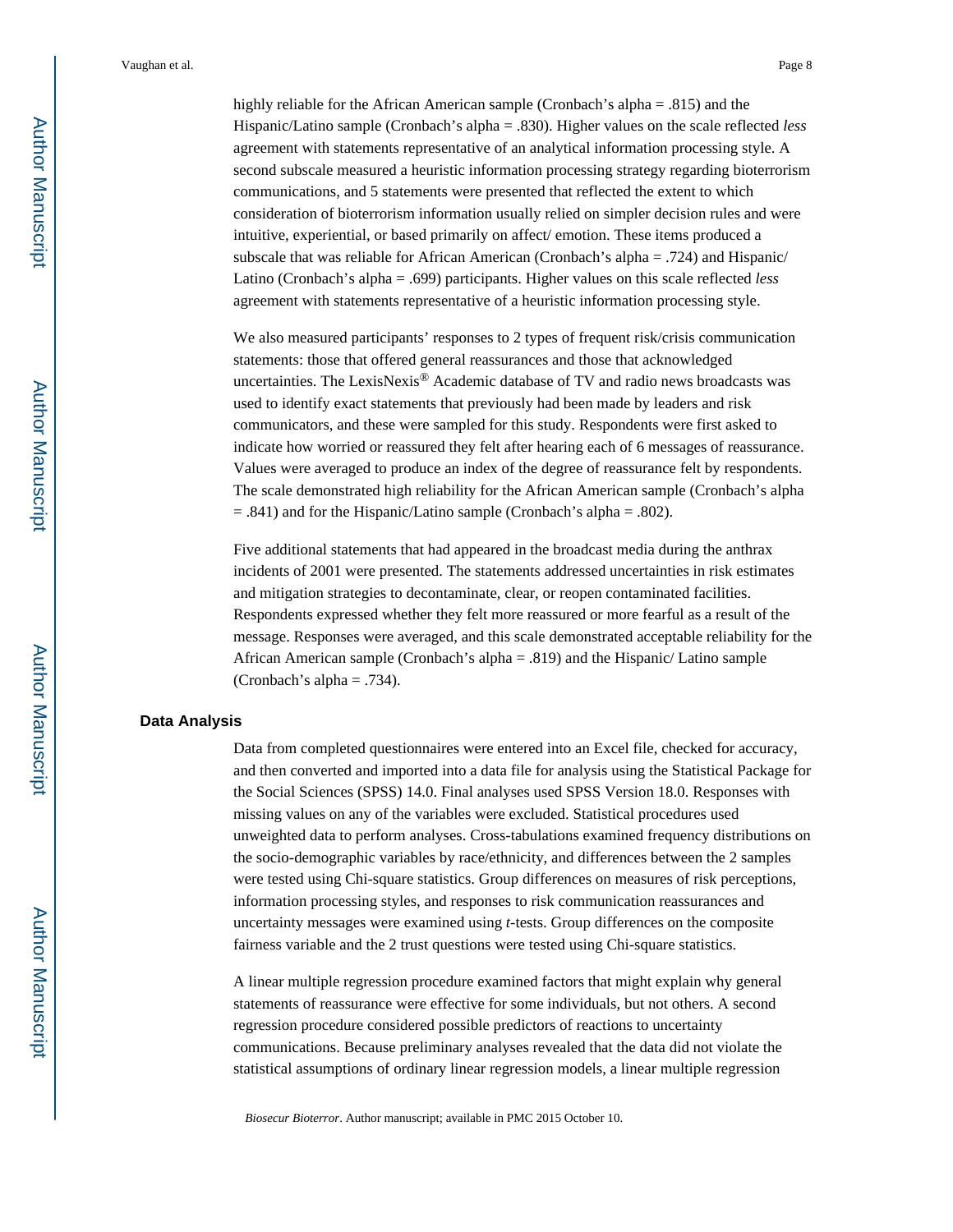highly reliable for the African American sample (Cronbach's alpha = .815) and the Hispanic/Latino sample (Cronbach's alpha = .830). Higher values on the scale reflected *less* agreement with statements representative of an analytical information processing style. A second subscale measured a heuristic information processing strategy regarding bioterrorism communications, and 5 statements were presented that reflected the extent to which consideration of bioterrorism information usually relied on simpler decision rules and were intuitive, experiential, or based primarily on affect/ emotion. These items produced a subscale that was reliable for African American (Cronbach's alpha = .724) and Hispanic/ Latino (Cronbach's alpha = .699) participants. Higher values on this scale reflected *less* agreement with statements representative of a heuristic information processing style.

We also measured participants' responses to 2 types of frequent risk/crisis communication statements: those that offered general reassurances and those that acknowledged uncertainties. The LexisNexis® Academic database of TV and radio news broadcasts was used to identify exact statements that previously had been made by leaders and risk communicators, and these were sampled for this study. Respondents were first asked to indicate how worried or reassured they felt after hearing each of 6 messages of reassurance. Values were averaged to produce an index of the degree of reassurance felt by respondents. The scale demonstrated high reliability for the African American sample (Cronbach's alpha = .841) and for the Hispanic/Latino sample (Cronbach's alpha = .802).

Five additional statements that had appeared in the broadcast media during the anthrax incidents of 2001 were presented. The statements addressed uncertainties in risk estimates and mitigation strategies to decontaminate, clear, or reopen contaminated facilities. Respondents expressed whether they felt more reassured or more fearful as a result of the message. Responses were averaged, and this scale demonstrated acceptable reliability for the African American sample (Cronbach's alpha = .819) and the Hispanic/ Latino sample (Cronbach's alpha = .734).

## Data Analysis

Data from completed questionnaires were entered into an Excel file, checked for accuracy, and then converted and imported into a data file for analysis using the Statistical Package for the Social Sciences (SPSS) 14.0. Final analyses used SPSS Version 18.0. Responses with missing values on any of the variables were excluded. Statistical procedures used unweighted data to perform analyses. Cross-tabulations examined frequency distributions on the socio-demographic variables by race/ethnicity, and differences between the 2 samples were tested using Chi-square statistics. Group differences on measures of risk perceptions, information processing styles, and responses to risk communication reassurances and uncertainty messages were examined using *t*-tests. Group differences on the composite fairness variable and the 2 trust questions were tested using Chi-square statistics.

A linear multiple regression procedure examined factors that might explain why general statements of reassurance were effective for some individuals, but not others. A second regression procedure considered possible predictors of reactions to uncertainty communications. Because preliminary analyses revealed that the data did not violate the statistical assumptions of ordinary linear regression models, a linear multiple regression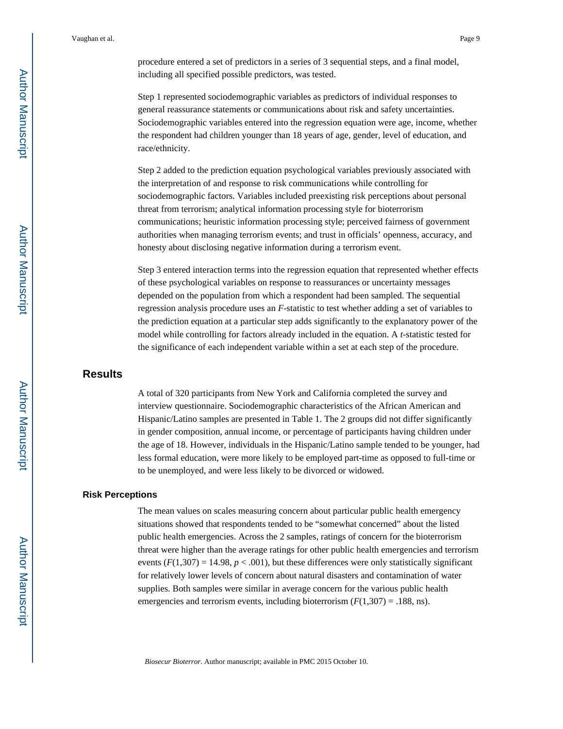procedure entered a set of predictors in a series of 3 sequential steps, and a final model, including all specified possible predictors, was tested.

Step 1 represented sociodemographic variables as predictors of individual responses to general reassurance statements or communications about risk and safety uncertainties. Sociodemographic variables entered into the regression equation were age, income, whether the respondent had children younger than 18 years of age, gender, level of education, and race/ethnicity.

Step 2 added to the prediction equation psychological variables previously associated with the interpretation of and response to risk communications while controlling for sociodemographic factors. Variables included preexisting risk perceptions about personal threat from terrorism; analytical information processing style for bioterrorism communications; heuristic information processing style; perceived fairness of government authorities when managing terrorism events; and trust in officials' openness, accuracy, and honesty about disclosing negative information during a terrorism event.

Step 3 entered interaction terms into the regression equation that represented whether effects of these psychological variables on response to reassurances or uncertainty messages depended on the population from which a respondent had been sampled. The sequential regression analysis procedure uses an $F$-statistic to test whether adding a set of variables to the prediction equation at a particular step adds significantly to the explanatory power of the model while controlling for factors already included in the equation. A $t$-statistic tested for the significance of each independent variable within a set at each step of the procedure.

## Results

A total of 320 participants from New York and California completed the survey and interview questionnaire. Sociodemographic characteristics of the African American and Hispanic/Latino samples are presented in Table 1. The 2 groups did not differ significantly in gender composition, annual income, or percentage of participants having children under the age of 18. However, individuals in the Hispanic/Latino sample tended to be younger, had less formal education, were more likely to be employed part-time as opposed to full-time or to be unemployed, and were less likely to be divorced or widowed.

### Risk Perceptions

The mean values on scales measuring concern about particular public health emergency situations showed that respondents tended to be "somewhat concerned" about the listed public health emergencies. Across the 2 samples, ratings of concern for the bioterrorism threat were higher than the average ratings for other public health emergencies and terrorism events ($F(1,307) = 14.98$, $p < .001$), but these differences were only statistically significant for relatively lower levels of concern about natural disasters and contamination of water supplies. Both samples were similar in average concern for the various public health emergencies and terrorism events, including bioterrorism ($F(1,307) = .188$, ns).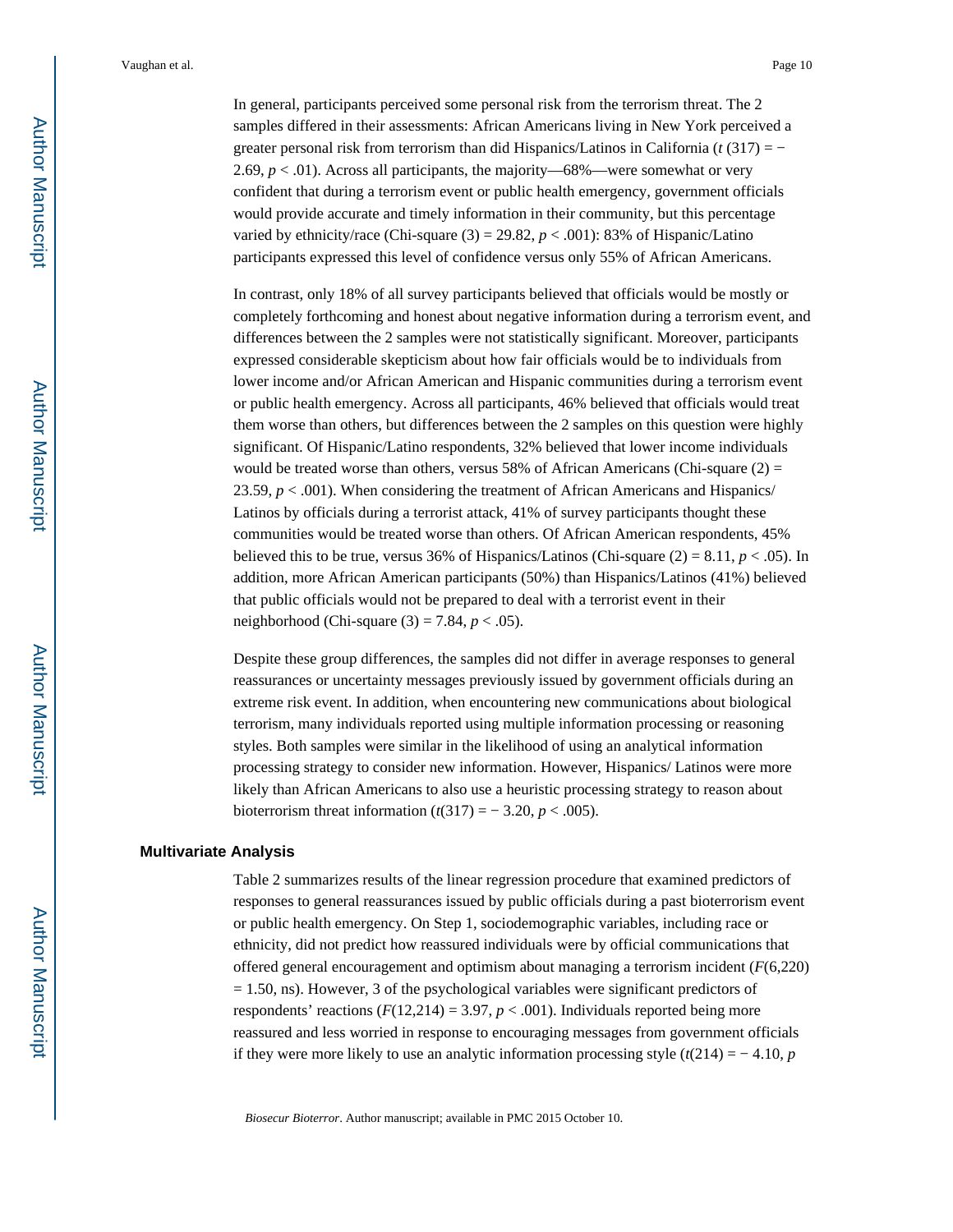In general, participants perceived some personal risk from the terrorism threat. The 2 samples differed in their assessments: African Americans living in New York perceived a greater personal risk from terrorism than did Hispanics/Latinos in California ($t$ (317) = − 2.69, $p < .01$). Across all participants, the majority—68%—were somewhat or very confident that during a terrorism event or public health emergency, government officials would provide accurate and timely information in their community, but this percentage varied by ethnicity/race (Chi-square (3) = 29.82, $p < .001$): 83% of Hispanic/Latino participants expressed this level of confidence versus only 55% of African Americans.

In contrast, only 18% of all survey participants believed that officials would be mostly or completely forthcoming and honest about negative information during a terrorism event, and differences between the 2 samples were not statistically significant. Moreover, participants expressed considerable skepticism about how fair officials would be to individuals from lower income and/or African American and Hispanic communities during a terrorism event or public health emergency. Across all participants, 46% believed that officials would treat them worse than others, but differences between the 2 samples on this question were highly significant. Of Hispanic/Latino respondents, 32% believed that lower income individuals would be treated worse than others, versus 58% of African Americans (Chi-square (2) = 23.59, $p < .001$). When considering the treatment of African Americans and Hispanics/ Latinos by officials during a terrorist attack, 41% of survey participants thought these communities would be treated worse than others. Of African American respondents, 45% believed this to be true, versus 36% of Hispanics/Latinos (Chi-square (2) = 8.11, $p < .05$). In addition, more African American participants (50%) than Hispanics/Latinos (41%) believed that public officials would not be prepared to deal with a terrorist event in their neighborhood (Chi-square (3) = 7.84, $p < .05$).

Despite these group differences, the samples did not differ in average responses to general reassurances or uncertainty messages previously issued by government officials during an extreme risk event. In addition, when encountering new communications about biological terrorism, many individuals reported using multiple information processing or reasoning styles. Both samples were similar in the likelihood of using an analytical information processing strategy to consider new information. However, Hispanics/ Latinos were more likely than African Americans to also use a heuristic processing strategy to reason about bioterrorism threat information ($t$(317) = − 3.20, $p < .005$).

## Multivariate Analysis

Table 2 summarizes results of the linear regression procedure that examined predictors of responses to general reassurances issued by public officials during a past bioterrorism event or public health emergency. On Step 1, sociodemographic variables, including race or ethnicity, did not predict how reassured individuals were by official communications that offered general encouragement and optimism about managing a terrorism incident ($F$(6,220) = 1.50, ns). However, 3 of the psychological variables were significant predictors of respondents' reactions ($F$(12,214) = 3.97, $p < .001$). Individuals reported being more reassured and less worried in response to encouraging messages from government officials if they were more likely to use an analytic information processing style ($t$(214) = − 4.10, $p$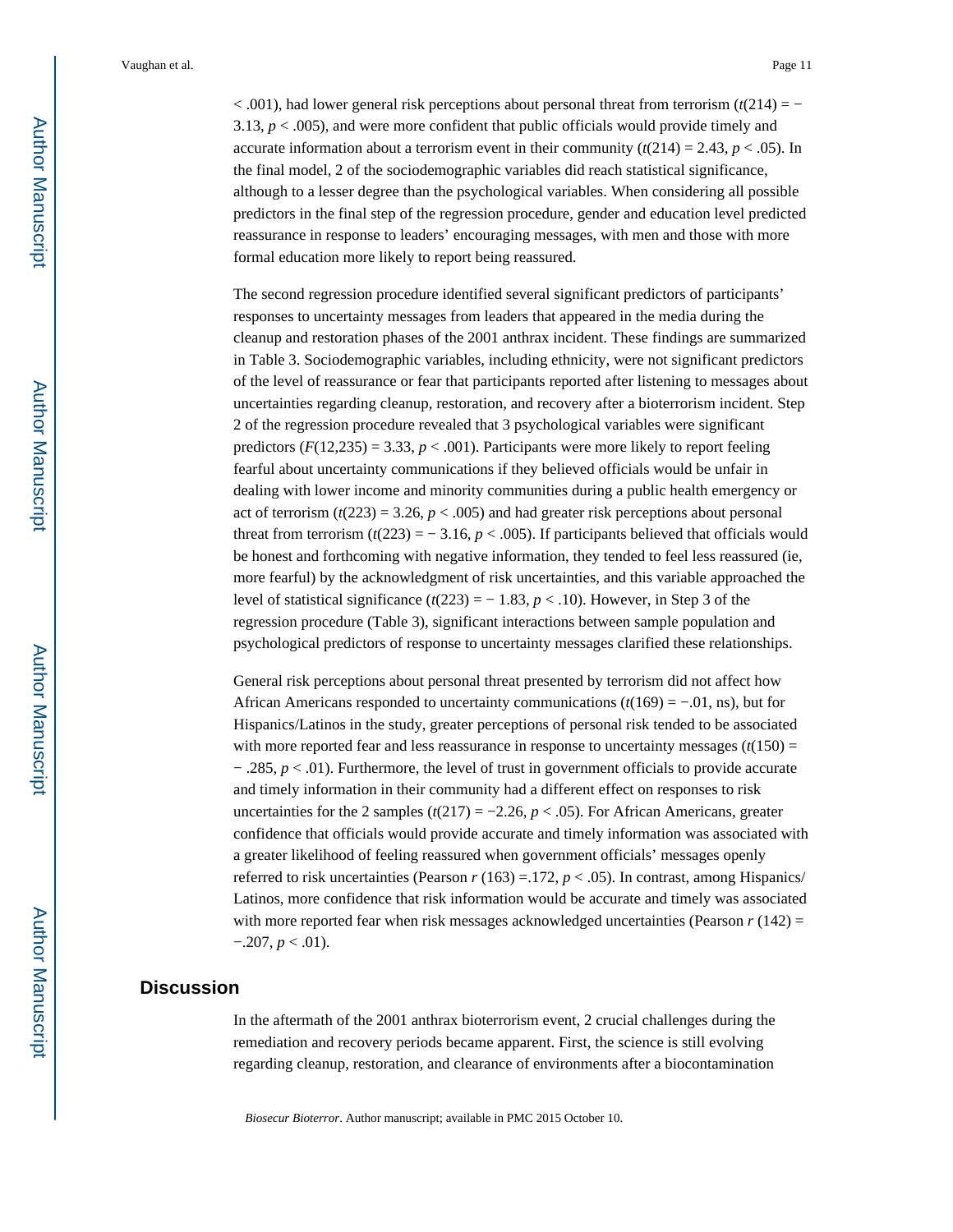< .001), had lower general risk perceptions about personal threat from terrorism ($t(214) = -3.13$, $p < .005$), and were more confident that public officials would provide timely and accurate information about a terrorism event in their community ($t(214) = 2.43$, $p < .05$). In the final model, 2 of the sociodemographic variables did reach statistical significance, although to a lesser degree than the psychological variables. When considering all possible predictors in the final step of the regression procedure, gender and education level predicted reassurance in response to leaders' encouraging messages, with men and those with more formal education more likely to report being reassured.

The second regression procedure identified several significant predictors of participants' responses to uncertainty messages from leaders that appeared in the media during the cleanup and restoration phases of the 2001 anthrax incident. These findings are summarized in Table 3. Sociodemographic variables, including ethnicity, were not significant predictors of the level of reassurance or fear that participants reported after listening to messages about uncertainties regarding cleanup, restoration, and recovery after a bioterrorism incident. Step 2 of the regression procedure revealed that 3 psychological variables were significant predictors ($F(12,235) = 3.33$, $p < .001$). Participants were more likely to report feeling fearful about uncertainty communications if they believed officials would be unfair in dealing with lower income and minority communities during a public health emergency or act of terrorism ($t(223) = 3.26$, $p < .005$) and had greater risk perceptions about personal threat from terrorism ($t(223) = -3.16$, $p < .005$). If participants believed that officials would be honest and forthcoming with negative information, they tended to feel less reassured (ie, more fearful) by the acknowledgment of risk uncertainties, and this variable approached the level of statistical significance ($t(223) = -1.83$, $p < .10$). However, in Step 3 of the regression procedure (Table 3), significant interactions between sample population and psychological predictors of response to uncertainty messages clarified these relationships.

General risk perceptions about personal threat presented by terrorism did not affect how African Americans responded to uncertainty communications ($t(169) = -.01$, ns), but for Hispanics/Latinos in the study, greater perceptions of personal risk tended to be associated with more reported fear and less reassurance in response to uncertainty messages ($t(150) = -.285$, $p < .01$). Furthermore, the level of trust in government officials to provide accurate and timely information in their community had a different effect on responses to risk uncertainties for the 2 samples ($t(217) = -2.26$, $p < .05$). For African Americans, greater confidence that officials would provide accurate and timely information was associated with a greater likelihood of feeling reassured when government officials' messages openly referred to risk uncertainties (Pearson $r$ (163) =.172, $p < .05$). In contrast, among Hispanics/Latinos, more confidence that risk information would be accurate and timely was associated with more reported fear when risk messages acknowledged uncertainties (Pearson $r$ (142) = −.207, $p < .01$).

## Discussion

In the aftermath of the 2001 anthrax bioterrorism event, 2 crucial challenges during the remediation and recovery periods became apparent. First, the science is still evolving regarding cleanup, restoration, and clearance of environments after a biocontamination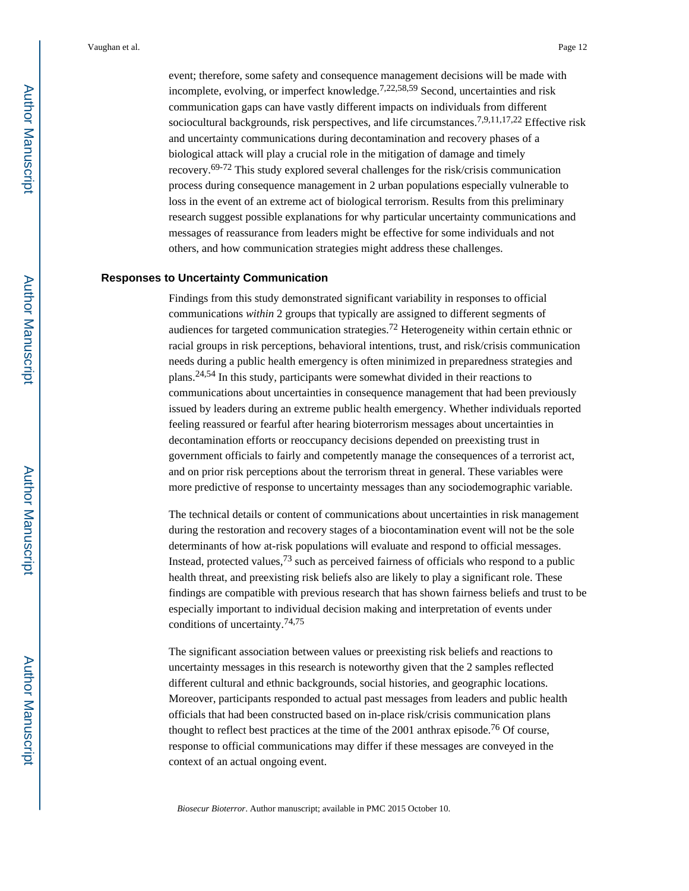event; therefore, some safety and consequence management decisions will be made with incomplete, evolving, or imperfect knowledge.[7,22,58,59] Second, uncertainties and risk communication gaps can have vastly different impacts on individuals from different sociocultural backgrounds, risk perspectives, and life circumstances.[7,9,11,17,22] Effective risk and uncertainty communications during decontamination and recovery phases of a biological attack will play a crucial role in the mitigation of damage and timely recovery.[69-72] This study explored several challenges for the risk/crisis communication process during consequence management in 2 urban populations especially vulnerable to loss in the event of an extreme act of biological terrorism. Results from this preliminary research suggest possible explanations for why particular uncertainty communications and messages of reassurance from leaders might be effective for some individuals and not others, and how communication strategies might address these challenges.

## Responses to Uncertainty Communication

Findings from this study demonstrated significant variability in responses to official communications *within* 2 groups that typically are assigned to different segments of audiences for targeted communication strategies.[72] Heterogeneity within certain ethnic or racial groups in risk perceptions, behavioral intentions, trust, and risk/crisis communication needs during a public health emergency is often minimized in preparedness strategies and plans.[24,54] In this study, participants were somewhat divided in their reactions to communications about uncertainties in consequence management that had been previously issued by leaders during an extreme public health emergency. Whether individuals reported feeling reassured or fearful after hearing bioterrorism messages about uncertainties in decontamination efforts or reoccupancy decisions depended on preexisting trust in government officials to fairly and competently manage the consequences of a terrorist act, and on prior risk perceptions about the terrorism threat in general. These variables were more predictive of response to uncertainty messages than any sociodemographic variable.

The technical details or content of communications about uncertainties in risk management during the restoration and recovery stages of a biocontamination event will not be the sole determinants of how at-risk populations will evaluate and respond to official messages. Instead, protected values,[73] such as perceived fairness of officials who respond to a public health threat, and preexisting risk beliefs also are likely to play a significant role. These findings are compatible with previous research that has shown fairness beliefs and trust to be especially important to individual decision making and interpretation of events under conditions of uncertainty.[74,75]

The significant association between values or preexisting risk beliefs and reactions to uncertainty messages in this research is noteworthy given that the 2 samples reflected different cultural and ethnic backgrounds, social histories, and geographic locations. Moreover, participants responded to actual past messages from leaders and public health officials that had been constructed based on in-place risk/crisis communication plans thought to reflect best practices at the time of the 2001 anthrax episode.[76] Of course, response to official communications may differ if these messages are conveyed in the context of an actual ongoing event.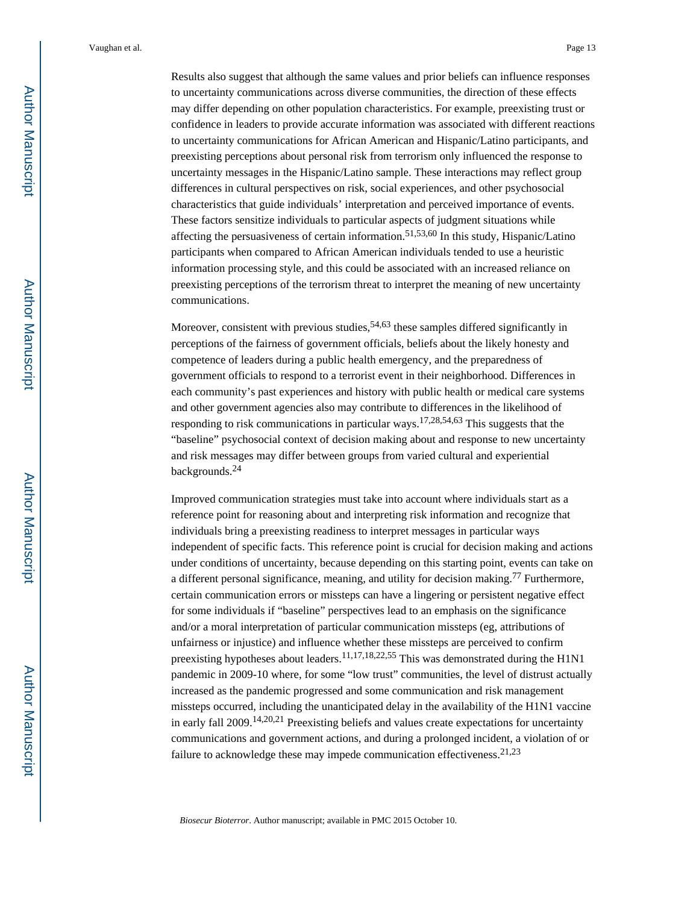Results also suggest that although the same values and prior beliefs can influence responses to uncertainty communications across diverse communities, the direction of these effects may differ depending on other population characteristics. For example, preexisting trust or confidence in leaders to provide accurate information was associated with different reactions to uncertainty communications for African American and Hispanic/Latino participants, and preexisting perceptions about personal risk from terrorism only influenced the response to uncertainty messages in the Hispanic/Latino sample. These interactions may reflect group differences in cultural perspectives on risk, social experiences, and other psychosocial characteristics that guide individuals' interpretation and perceived importance of events. These factors sensitize individuals to particular aspects of judgment situations while affecting the persuasiveness of certain information.[51,53,60] In this study, Hispanic/Latino participants when compared to African American individuals tended to use a heuristic information processing style, and this could be associated with an increased reliance on preexisting perceptions of the terrorism threat to interpret the meaning of new uncertainty communications.

Moreover, consistent with previous studies,[54,63] these samples differed significantly in perceptions of the fairness of government officials, beliefs about the likely honesty and competence of leaders during a public health emergency, and the preparedness of government officials to respond to a terrorist event in their neighborhood. Differences in each community's past experiences and history with public health or medical care systems and other government agencies also may contribute to differences in the likelihood of responding to risk communications in particular ways.[17,28,54,63] This suggests that the "baseline" psychosocial context of decision making about and response to new uncertainty and risk messages may differ between groups from varied cultural and experiential backgrounds.[24]

Improved communication strategies must take into account where individuals start as a reference point for reasoning about and interpreting risk information and recognize that individuals bring a preexisting readiness to interpret messages in particular ways independent of specific facts. This reference point is crucial for decision making and actions under conditions of uncertainty, because depending on this starting point, events can take on a different personal significance, meaning, and utility for decision making.[77] Furthermore, certain communication errors or missteps can have a lingering or persistent negative effect for some individuals if "baseline" perspectives lead to an emphasis on the significance and/or a moral interpretation of particular communication missteps (eg, attributions of unfairness or injustice) and influence whether these missteps are perceived to confirm preexisting hypotheses about leaders.[11,17,18,22,55] This was demonstrated during the H1N1 pandemic in 2009-10 where, for some "low trust" communities, the level of distrust actually increased as the pandemic progressed and some communication and risk management missteps occurred, including the unanticipated delay in the availability of the H1N1 vaccine in early fall 2009.[14,20,21] Preexisting beliefs and values create expectations for uncertainty communications and government actions, and during a prolonged incident, a violation of or failure to acknowledge these may impede communication effectiveness.[21,23]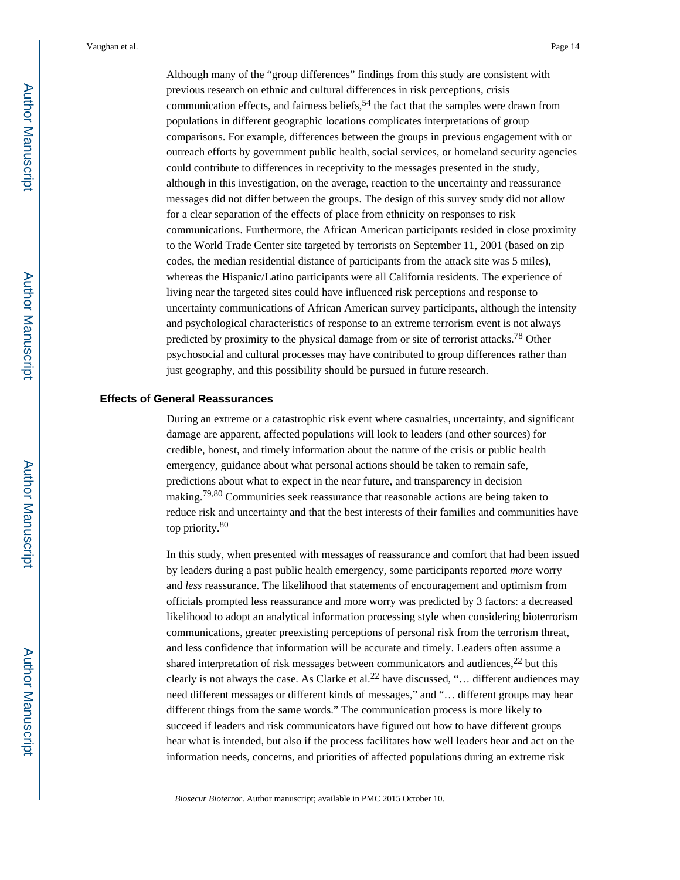Although many of the "group differences" findings from this study are consistent with previous research on ethnic and cultural differences in risk perceptions, crisis communication effects, and fairness beliefs,[54] the fact that the samples were drawn from populations in different geographic locations complicates interpretations of group comparisons. For example, differences between the groups in previous engagement with or outreach efforts by government public health, social services, or homeland security agencies could contribute to differences in receptivity to the messages presented in the study, although in this investigation, on the average, reaction to the uncertainty and reassurance messages did not differ between the groups. The design of this survey study did not allow for a clear separation of the effects of place from ethnicity on responses to risk communications. Furthermore, the African American participants resided in close proximity to the World Trade Center site targeted by terrorists on September 11, 2001 (based on zip codes, the median residential distance of participants from the attack site was 5 miles), whereas the Hispanic/Latino participants were all California residents. The experience of living near the targeted sites could have influenced risk perceptions and response to uncertainty communications of African American survey participants, although the intensity and psychological characteristics of response to an extreme terrorism event is not always predicted by proximity to the physical damage from or site of terrorist attacks.[78] Other psychosocial and cultural processes may have contributed to group differences rather than just geography, and this possibility should be pursued in future research.

### Effects of General Reassurances

During an extreme or a catastrophic risk event where casualties, uncertainty, and significant damage are apparent, affected populations will look to leaders (and other sources) for credible, honest, and timely information about the nature of the crisis or public health emergency, guidance about what personal actions should be taken to remain safe, predictions about what to expect in the near future, and transparency in decision making.[79,80] Communities seek reassurance that reasonable actions are being taken to reduce risk and uncertainty and that the best interests of their families and communities have top priority.[80]

In this study, when presented with messages of reassurance and comfort that had been issued by leaders during a past public health emergency, some participants reported *more* worry and *less* reassurance. The likelihood that statements of encouragement and optimism from officials prompted less reassurance and more worry was predicted by 3 factors: a decreased likelihood to adopt an analytical information processing style when considering bioterrorism communications, greater preexisting perceptions of personal risk from the terrorism threat, and less confidence that information will be accurate and timely. Leaders often assume a shared interpretation of risk messages between communicators and audiences,[22] but this clearly is not always the case. As Clarke et al.[22] have discussed, "… different audiences may need different messages or different kinds of messages," and "… different groups may hear different things from the same words." The communication process is more likely to succeed if leaders and risk communicators have figured out how to have different groups hear what is intended, but also if the process facilitates how well leaders hear and act on the information needs, concerns, and priorities of affected populations during an extreme risk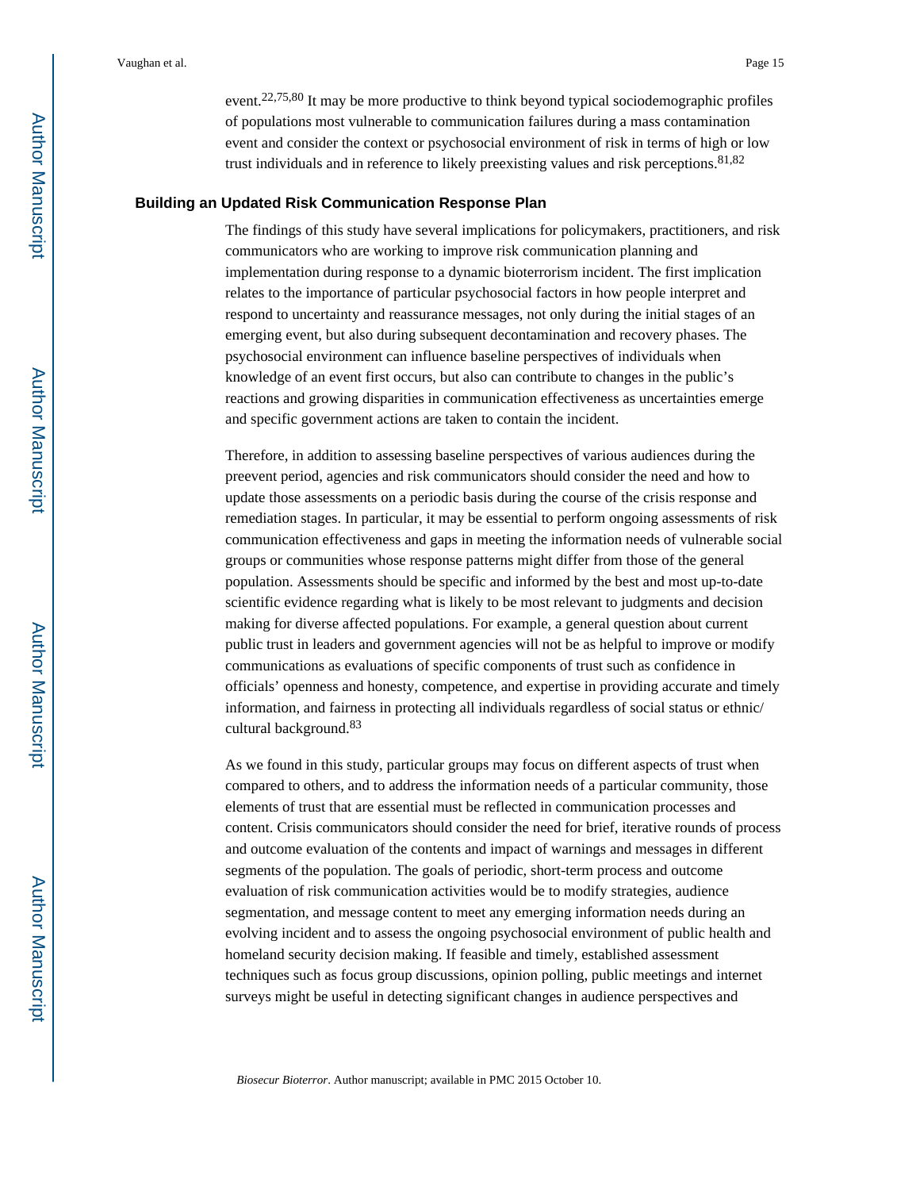event.[22,75,80] It may be more productive to think beyond typical sociodemographic profiles of populations most vulnerable to communication failures during a mass contamination event and consider the context or psychosocial environment of risk in terms of high or low trust individuals and in reference to likely preexisting values and risk perceptions.[81,82]

## Building an Updated Risk Communication Response Plan

The findings of this study have several implications for policymakers, practitioners, and risk communicators who are working to improve risk communication planning and implementation during response to a dynamic bioterrorism incident. The first implication relates to the importance of particular psychosocial factors in how people interpret and respond to uncertainty and reassurance messages, not only during the initial stages of an emerging event, but also during subsequent decontamination and recovery phases. The psychosocial environment can influence baseline perspectives of individuals when knowledge of an event first occurs, but also can contribute to changes in the public's reactions and growing disparities in communication effectiveness as uncertainties emerge and specific government actions are taken to contain the incident.

Therefore, in addition to assessing baseline perspectives of various audiences during the preevent period, agencies and risk communicators should consider the need and how to update those assessments on a periodic basis during the course of the crisis response and remediation stages. In particular, it may be essential to perform ongoing assessments of risk communication effectiveness and gaps in meeting the information needs of vulnerable social groups or communities whose response patterns might differ from those of the general population. Assessments should be specific and informed by the best and most up-to-date scientific evidence regarding what is likely to be most relevant to judgments and decision making for diverse affected populations. For example, a general question about current public trust in leaders and government agencies will not be as helpful to improve or modify communications as evaluations of specific components of trust such as confidence in officials' openness and honesty, competence, and expertise in providing accurate and timely information, and fairness in protecting all individuals regardless of social status or ethnic/cultural background.[83]

As we found in this study, particular groups may focus on different aspects of trust when compared to others, and to address the information needs of a particular community, those elements of trust that are essential must be reflected in communication processes and content. Crisis communicators should consider the need for brief, iterative rounds of process and outcome evaluation of the contents and impact of warnings and messages in different segments of the population. The goals of periodic, short-term process and outcome evaluation of risk communication activities would be to modify strategies, audience segmentation, and message content to meet any emerging information needs during an evolving incident and to assess the ongoing psychosocial environment of public health and homeland security decision making. If feasible and timely, established assessment techniques such as focus group discussions, opinion polling, public meetings and internet surveys might be useful in detecting significant changes in audience perspectives and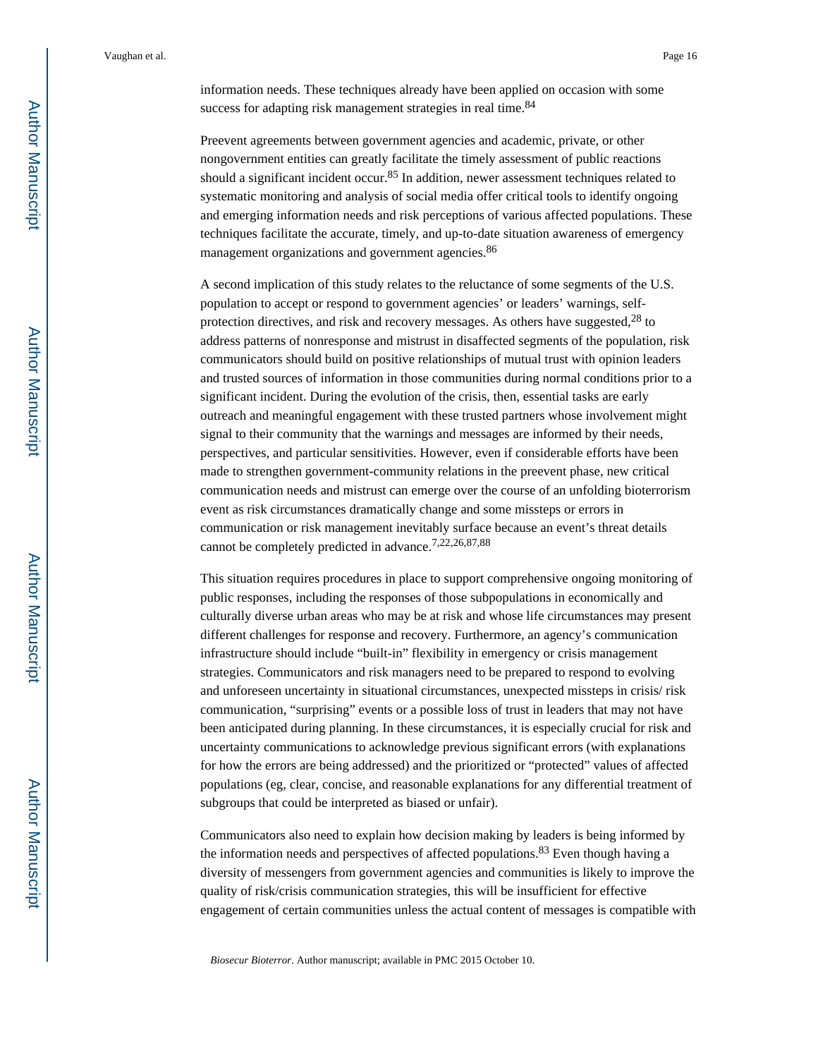information needs. These techniques already have been applied on occasion with some success for adapting risk management strategies in real time.[84]

Preevent agreements between government agencies and academic, private, or other nongovernment entities can greatly facilitate the timely assessment of public reactions should a significant incident occur.[85] In addition, newer assessment techniques related to systematic monitoring and analysis of social media offer critical tools to identify ongoing and emerging information needs and risk perceptions of various affected populations. These techniques facilitate the accurate, timely, and up-to-date situation awareness of emergency management organizations and government agencies.[86]

A second implication of this study relates to the reluctance of some segments of the U.S. population to accept or respond to government agencies' or leaders' warnings, self-protection directives, and risk and recovery messages. As others have suggested,[28] to address patterns of nonresponse and mistrust in disaffected segments of the population, risk communicators should build on positive relationships of mutual trust with opinion leaders and trusted sources of information in those communities during normal conditions prior to a significant incident. During the evolution of the crisis, then, essential tasks are early outreach and meaningful engagement with these trusted partners whose involvement might signal to their community that the warnings and messages are informed by their needs, perspectives, and particular sensitivities. However, even if considerable efforts have been made to strengthen government-community relations in the preevent phase, new critical communication needs and mistrust can emerge over the course of an unfolding bioterrorism event as risk circumstances dramatically change and some missteps or errors in communication or risk management inevitably surface because an event's threat details cannot be completely predicted in advance.[7,22,26,87,88]

This situation requires procedures in place to support comprehensive ongoing monitoring of public responses, including the responses of those subpopulations in economically and culturally diverse urban areas who may be at risk and whose life circumstances may present different challenges for response and recovery. Furthermore, an agency's communication infrastructure should include "built-in" flexibility in emergency or crisis management strategies. Communicators and risk managers need to be prepared to respond to evolving and unforeseen uncertainty in situational circumstances, unexpected missteps in crisis/ risk communication, "surprising" events or a possible loss of trust in leaders that may not have been anticipated during planning. In these circumstances, it is especially crucial for risk and uncertainty communications to acknowledge previous significant errors (with explanations for how the errors are being addressed) and the prioritized or "protected" values of affected populations (eg, clear, concise, and reasonable explanations for any differential treatment of subgroups that could be interpreted as biased or unfair).

Communicators also need to explain how decision making by leaders is being informed by the information needs and perspectives of affected populations.[83] Even though having a diversity of messengers from government agencies and communities is likely to improve the quality of risk/crisis communication strategies, this will be insufficient for effective engagement of certain communities unless the actual content of messages is compatible with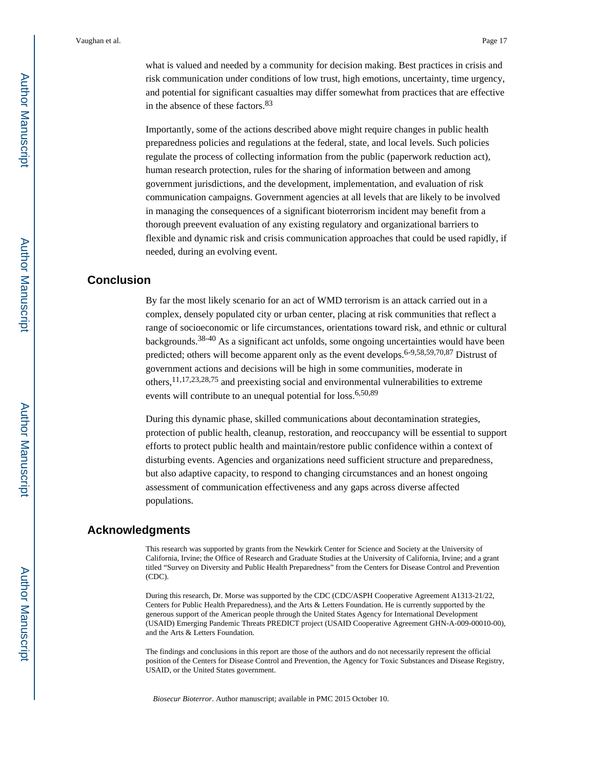what is valued and needed by a community for decision making. Best practices in crisis and risk communication under conditions of low trust, high emotions, uncertainty, time urgency, and potential for significant casualties may differ somewhat from practices that are effective in the absence of these factors.[83]

Importantly, some of the actions described above might require changes in public health preparedness policies and regulations at the federal, state, and local levels. Such policies regulate the process of collecting information from the public (paperwork reduction act), human research protection, rules for the sharing of information between and among government jurisdictions, and the development, implementation, and evaluation of risk communication campaigns. Government agencies at all levels that are likely to be involved in managing the consequences of a significant bioterrorism incident may benefit from a thorough preevent evaluation of any existing regulatory and organizational barriers to flexible and dynamic risk and crisis communication approaches that could be used rapidly, if needed, during an evolving event.

## Conclusion

By far the most likely scenario for an act of WMD terrorism is an attack carried out in a complex, densely populated city or urban center, placing at risk communities that reflect a range of socioeconomic or life circumstances, orientations toward risk, and ethnic or cultural backgrounds.[38-40] As a significant act unfolds, some ongoing uncertainties would have been predicted; others will become apparent only as the event develops.[6-9,58,59,70,87] Distrust of government actions and decisions will be high in some communities, moderate in others,[11,17,23,28,75] and preexisting social and environmental vulnerabilities to extreme events will contribute to an unequal potential for loss.[6,50,89]

During this dynamic phase, skilled communications about decontamination strategies, protection of public health, cleanup, restoration, and reoccupancy will be essential to support efforts to protect public health and maintain/restore public confidence within a context of disturbing events. Agencies and organizations need sufficient structure and preparedness, but also adaptive capacity, to respond to changing circumstances and an honest ongoing assessment of communication effectiveness and any gaps across diverse affected populations.

## Acknowledgments

This research was supported by grants from the Newkirk Center for Science and Society at the University of California, Irvine; the Office of Research and Graduate Studies at the University of California, Irvine; and a grant titled "Survey on Diversity and Public Health Preparedness" from the Centers for Disease Control and Prevention (CDC).

During this research, Dr. Morse was supported by the CDC (CDC/ASPH Cooperative Agreement A1313-21/22, Centers for Public Health Preparedness), and the Arts & Letters Foundation. He is currently supported by the generous support of the American people through the United States Agency for International Development (USAID) Emerging Pandemic Threats PREDICT project (USAID Cooperative Agreement GHN-A-009-00010-00), and the Arts & Letters Foundation.

The findings and conclusions in this report are those of the authors and do not necessarily represent the official position of the Centers for Disease Control and Prevention, the Agency for Toxic Substances and Disease Registry, USAID, or the United States government.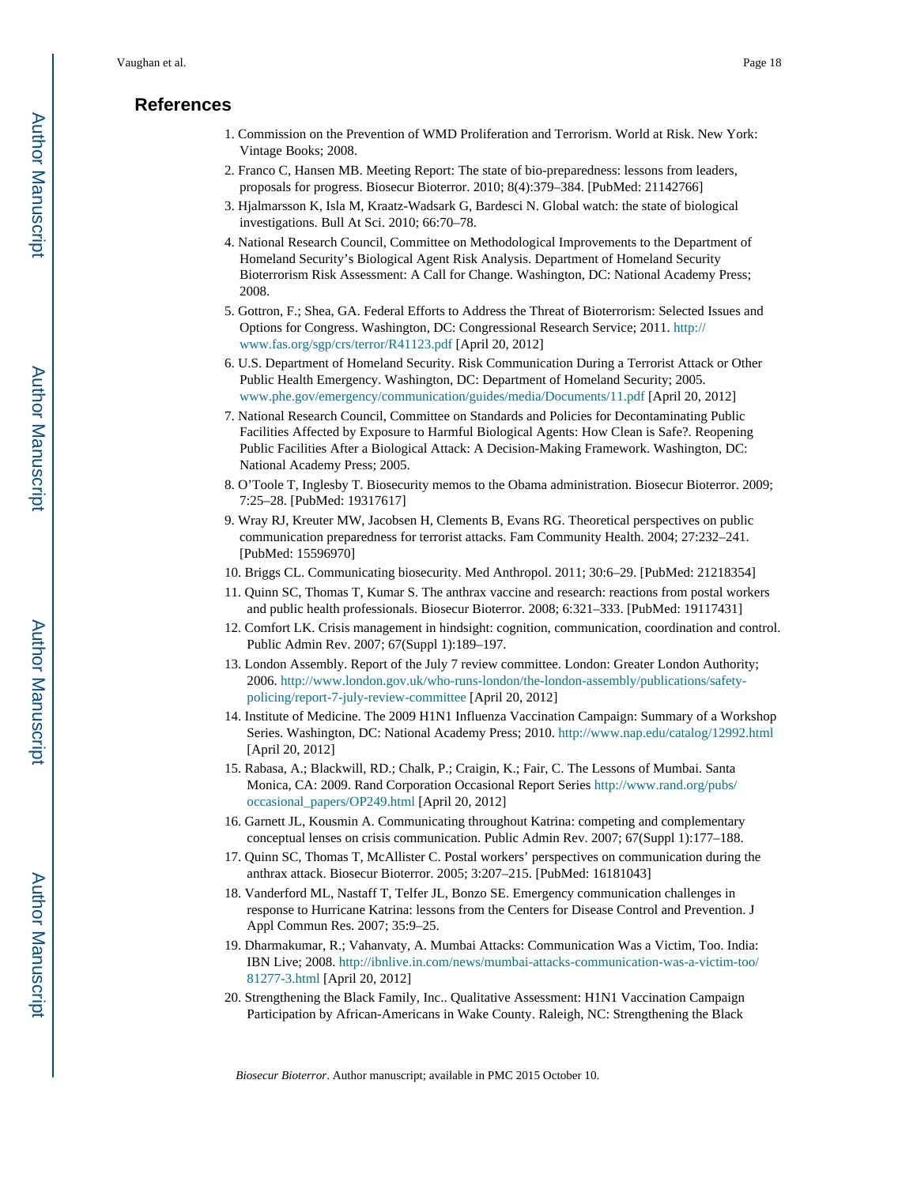## References

1. Commission on the Prevention of WMD Proliferation and Terrorism. World at Risk. New York: Vintage Books; 2008.
2. Franco C, Hansen MB. Meeting Report: The state of bio-preparedness: lessons from leaders, proposals for progress. Biosecur Bioterror. 2010; 8(4):379–384. [PubMed: 21142766]
3. Hjalmarsson K, Isla M, Kraatz-Wadsark G, Bardesci N. Global watch: the state of biological investigations. Bull At Sci. 2010; 66:70–78.
4. National Research Council, Committee on Methodological Improvements to the Department of Homeland Security's Biological Agent Risk Analysis. Department of Homeland Security Bioterrorism Risk Assessment: A Call for Change. Washington, DC: National Academy Press; 2008.
5. Gottron, F.; Shea, GA. Federal Efforts to Address the Threat of Bioterrorism: Selected Issues and Options for Congress. Washington, DC: Congressional Research Service; 2011. http://www.fas.org/sgp/crs/terror/R41123.pdf [April 20, 2012]
6. U.S. Department of Homeland Security. Risk Communication During a Terrorist Attack or Other Public Health Emergency. Washington, DC: Department of Homeland Security; 2005. www.phe.gov/emergency/communication/guides/media/Documents/11.pdf [April 20, 2012]
7. National Research Council, Committee on Standards and Policies for Decontaminating Public Facilities Affected by Exposure to Harmful Biological Agents: How Clean is Safe?. Reopening Public Facilities After a Biological Attack: A Decision-Making Framework. Washington, DC: National Academy Press; 2005.
8. O'Toole T, Inglesby T. Biosecurity memos to the Obama administration. Biosecur Bioterror. 2009; 7:25–28. [PubMed: 19317617]
9. Wray RJ, Kreuter MW, Jacobsen H, Clements B, Evans RG. Theoretical perspectives on public communication preparedness for terrorist attacks. Fam Community Health. 2004; 27:232–241. [PubMed: 15596970]
10. Briggs CL. Communicating biosecurity. Med Anthropol. 2011; 30:6–29. [PubMed: 21218354]
11. Quinn SC, Thomas T, Kumar S. The anthrax vaccine and research: reactions from postal workers and public health professionals. Biosecur Bioterror. 2008; 6:321–333. [PubMed: 19117431]
12. Comfort LK. Crisis management in hindsight: cognition, communication, coordination and control. Public Admin Rev. 2007; 67(Suppl 1):189–197.
13. London Assembly. Report of the July 7 review committee. London: Greater London Authority; 2006. http://www.london.gov.uk/who-runs-london/the-london-assembly/publications/safety-policing/report-7-july-review-committee [April 20, 2012]
14. Institute of Medicine. The 2009 H1N1 Influenza Vaccination Campaign: Summary of a Workshop Series. Washington, DC: National Academy Press; 2010. http://www.nap.edu/catalog/12992.html [April 20, 2012]
15. Rabasa, A.; Blackwill, RD.; Chalk, P.; Craigin, K.; Fair, C. The Lessons of Mumbai. Santa Monica, CA: 2009. Rand Corporation Occasional Report Series http://www.rand.org/pubs/occasional_papers/OP249.html [April 20, 2012]
16. Garnett JL, Kousmin A. Communicating throughout Katrina: competing and complementary conceptual lenses on crisis communication. Public Admin Rev. 2007; 67(Suppl 1):177–188.
17. Quinn SC, Thomas T, McAllister C. Postal workers' perspectives on communication during the anthrax attack. Biosecur Bioterror. 2005; 3:207–215. [PubMed: 16181043]
18. Vanderford ML, Nastaff T, Telfer JL, Bonzo SE. Emergency communication challenges in response to Hurricane Katrina: lessons from the Centers for Disease Control and Prevention. J Appl Commun Res. 2007; 35:9–25.
19. Dharmakumar, R.; Vahanvaty, A. Mumbai Attacks: Communication Was a Victim, Too. India: IBN Live; 2008. http://ibnlive.in.com/news/mumbai-attacks-communication-was-a-victim-too/81277-3.html [April 20, 2012]
20. Strengthening the Black Family, Inc.. Qualitative Assessment: H1N1 Vaccination Campaign Participation by African-Americans in Wake County. Raleigh, NC: Strengthening the Black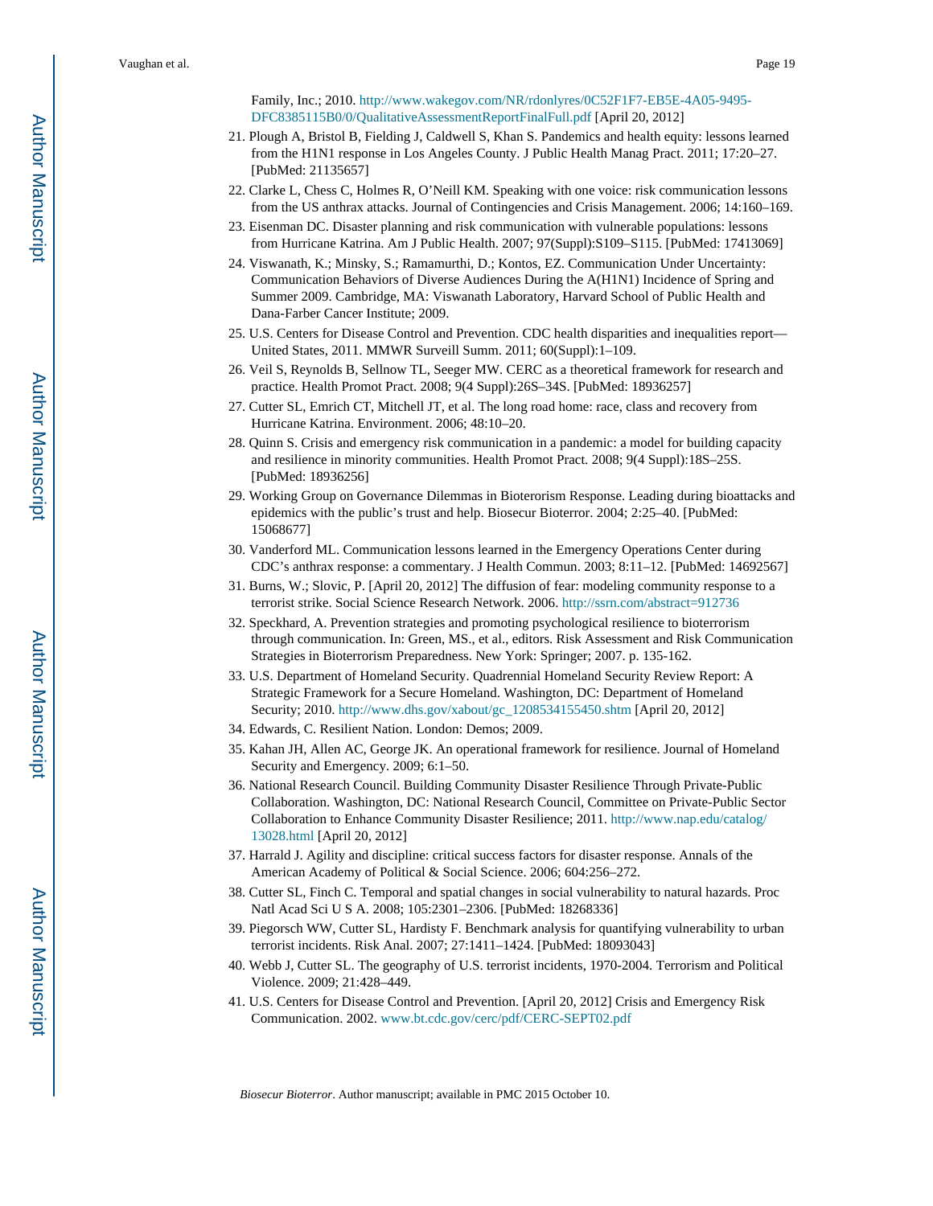Family, Inc.; 2010. http://www.wakegov.com/NR/rdonlyres/0C52F1F7-EB5E-4A05-9495-DFC8385115B0/0/QualitativeAssessmentReportFinalFull.pdf [April 20, 2012]

21. Plough A, Bristol B, Fielding J, Caldwell S, Khan S. Pandemics and health equity: lessons learned from the H1N1 response in Los Angeles County. J Public Health Manag Pract. 2011; 17:20–27. [PubMed: 21135657]
22. Clarke L, Chess C, Holmes R, O'Neill KM. Speaking with one voice: risk communication lessons from the US anthrax attacks. Journal of Contingencies and Crisis Management. 2006; 14:160–169.
23. Eisenman DC. Disaster planning and risk communication with vulnerable populations: lessons from Hurricane Katrina. Am J Public Health. 2007; 97(Suppl):S109–S115. [PubMed: 17413069]
24. Viswanath, K.; Minsky, S.; Ramamurthi, D.; Kontos, EZ. Communication Under Uncertainty: Communication Behaviors of Diverse Audiences During the A(H1N1) Incidence of Spring and Summer 2009. Cambridge, MA: Viswanath Laboratory, Harvard School of Public Health and Dana-Farber Cancer Institute; 2009.
25. U.S. Centers for Disease Control and Prevention. CDC health disparities and inequalities report—United States, 2011. MMWR Surveill Summ. 2011; 60(Suppl):1–109.
26. Veil S, Reynolds B, Sellnow TL, Seeger MW. CERC as a theoretical framework for research and practice. Health Promot Pract. 2008; 9(4 Suppl):26S–34S. [PubMed: 18936257]
27. Cutter SL, Emrich CT, Mitchell JT, et al. The long road home: race, class and recovery from Hurricane Katrina. Environment. 2006; 48:10–20.
28. Quinn S. Crisis and emergency risk communication in a pandemic: a model for building capacity and resilience in minority communities. Health Promot Pract. 2008; 9(4 Suppl):18S–25S. [PubMed: 18936256]
29. Working Group on Governance Dilemmas in Bioterorism Response. Leading during bioattacks and epidemics with the public's trust and help. Biosecur Bioterror. 2004; 2:25–40. [PubMed: 15068677]
30. Vanderford ML. Communication lessons learned in the Emergency Operations Center during CDC's anthrax response: a commentary. J Health Commun. 2003; 8:11–12. [PubMed: 14692567]
31. Burns, W.; Slovic, P. [April 20, 2012] The diffusion of fear: modeling community response to a terrorist strike. Social Science Research Network. 2006. http://ssrn.com/abstract=912736
32. Speckhard, A. Prevention strategies and promoting psychological resilience to bioterrorism through communication. In: Green, MS., et al., editors. Risk Assessment and Risk Communication Strategies in Bioterrorism Preparedness. New York: Springer; 2007. p. 135-162.
33. U.S. Department of Homeland Security. Quadrennial Homeland Security Review Report: A Strategic Framework for a Secure Homeland. Washington, DC: Department of Homeland Security; 2010. http://www.dhs.gov/xabout/gc_1208534155450.shtm [April 20, 2012]
34. Edwards, C. Resilient Nation. London: Demos; 2009.
35. Kahan JH, Allen AC, George JK. An operational framework for resilience. Journal of Homeland Security and Emergency. 2009; 6:1–50.
36. National Research Council. Building Community Disaster Resilience Through Private-Public Collaboration. Washington, DC: National Research Council, Committee on Private-Public Sector Collaboration to Enhance Community Disaster Resilience; 2011. http://www.nap.edu/catalog/13028.html [April 20, 2012]
37. Harrald J. Agility and discipline: critical success factors for disaster response. Annals of the American Academy of Political & Social Science. 2006; 604:256–272.
38. Cutter SL, Finch C. Temporal and spatial changes in social vulnerability to natural hazards. Proc Natl Acad Sci U S A. 2008; 105:2301–2306. [PubMed: 18268336]
39. Piegorsch WW, Cutter SL, Hardisty F. Benchmark analysis for quantifying vulnerability to urban terrorist incidents. Risk Anal. 2007; 27:1411–1424. [PubMed: 18093043]
40. Webb J, Cutter SL. The geography of U.S. terrorist incidents, 1970-2004. Terrorism and Political Violence. 2009; 21:428–449.
41. U.S. Centers for Disease Control and Prevention. [April 20, 2012] Crisis and Emergency Risk Communication. 2002. www.bt.cdc.gov/cerc/pdf/CERC-SEPT02.pdf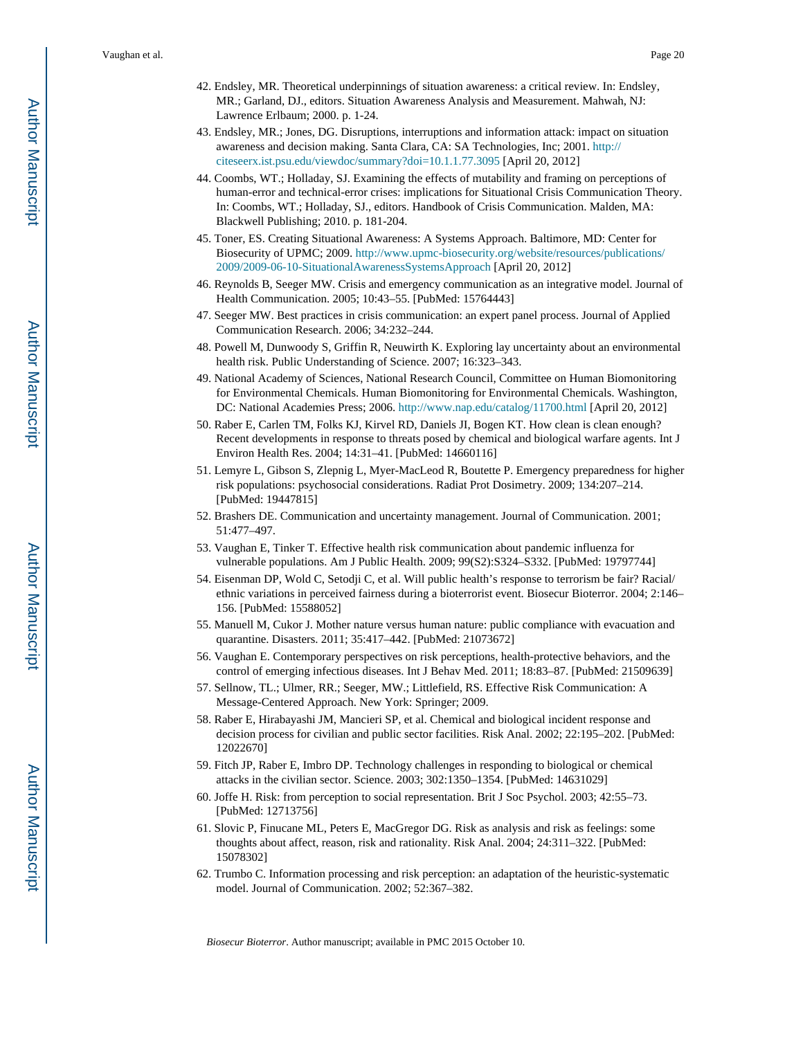42. Endsley, MR. Theoretical underpinnings of situation awareness: a critical review. In: Endsley, MR.; Garland, DJ., editors. Situation Awareness Analysis and Measurement. Mahwah, NJ: Lawrence Erlbaum; 2000. p. 1-24.
43. Endsley, MR.; Jones, DG. Disruptions, interruptions and information attack: impact on situation awareness and decision making. Santa Clara, CA: SA Technologies, Inc; 2001. http://citeseerx.ist.psu.edu/viewdoc/summary?doi=10.1.1.77.3095 [April 20, 2012]
44. Coombs, WT.; Holladay, SJ. Examining the effects of mutability and framing on perceptions of human-error and technical-error crises: implications for Situational Crisis Communication Theory. In: Coombs, WT.; Holladay, SJ., editors. Handbook of Crisis Communication. Malden, MA: Blackwell Publishing; 2010. p. 181-204.
45. Toner, ES. Creating Situational Awareness: A Systems Approach. Baltimore, MD: Center for Biosecurity of UPMC; 2009. http://www.upmc-biosecurity.org/website/resources/publications/2009/2009-06-10-SituationalAwarenessSystemsApproach [April 20, 2012]
46. Reynolds B, Seeger MW. Crisis and emergency communication as an integrative model. Journal of Health Communication. 2005; 10:43–55. [PubMed: 15764443]
47. Seeger MW. Best practices in crisis communication: an expert panel process. Journal of Applied Communication Research. 2006; 34:232–244.
48. Powell M, Dunwoody S, Griffin R, Neuwirth K. Exploring lay uncertainty about an environmental health risk. Public Understanding of Science. 2007; 16:323–343.
49. National Academy of Sciences, National Research Council, Committee on Human Biomonitoring for Environmental Chemicals. Human Biomonitoring for Environmental Chemicals. Washington, DC: National Academies Press; 2006. http://www.nap.edu/catalog/11700.html [April 20, 2012]
50. Raber E, Carlen TM, Folks KJ, Kirvel RD, Daniels JI, Bogen KT. How clean is clean enough? Recent developments in response to threats posed by chemical and biological warfare agents. Int J Environ Health Res. 2004; 14:31–41. [PubMed: 14660116]
51. Lemyre L, Gibson S, Zlepnig J, Myer-MacLeod R, Boutette P. Emergency preparedness for higher risk populations: psychosocial considerations. Radiat Prot Dosimetry. 2009; 134:207–214. [PubMed: 19447815]
52. Brashers DE. Communication and uncertainty management. Journal of Communication. 2001; 51:477–497.
53. Vaughan E, Tinker T. Effective health risk communication about pandemic influenza for vulnerable populations. Am J Public Health. 2009; 99(S2):S324–S332. [PubMed: 19797744]
54. Eisenman DP, Wold C, Setodji C, et al. Will public health's response to terrorism be fair? Racial/ethnic variations in perceived fairness during a bioterrorist event. Biosecur Bioterror. 2004; 2:146–156. [PubMed: 15588052]
55. Manuell M, Cukor J. Mother nature versus human nature: public compliance with evacuation and quarantine. Disasters. 2011; 35:417–442. [PubMed: 21073672]
56. Vaughan E. Contemporary perspectives on risk perceptions, health-protective behaviors, and the control of emerging infectious diseases. Int J Behav Med. 2011; 18:83–87. [PubMed: 21509639]
57. Sellnow, TL.; Ulmer, RR.; Seeger, MW.; Littlefield, RS. Effective Risk Communication: A Message-Centered Approach. New York: Springer; 2009.
58. Raber E, Hirabayashi JM, Mancieri SP, et al. Chemical and biological incident response and decision process for civilian and public sector facilities. Risk Anal. 2002; 22:195–202. [PubMed: 12022670]
59. Fitch JP, Raber E, Imbro DP. Technology challenges in responding to biological or chemical attacks in the civilian sector. Science. 2003; 302:1350–1354. [PubMed: 14631029]
60. Joffe H. Risk: from perception to social representation. Brit J Soc Psychol. 2003; 42:55–73. [PubMed: 12713756]
61. Slovic P, Finucane ML, Peters E, MacGregor DG. Risk as analysis and risk as feelings: some thoughts about affect, reason, risk and rationality. Risk Anal. 2004; 24:311–322. [PubMed: 15078302]
62. Trumbo C. Information processing and risk perception: an adaptation of the heuristic-systematic model. Journal of Communication. 2002; 52:367–382.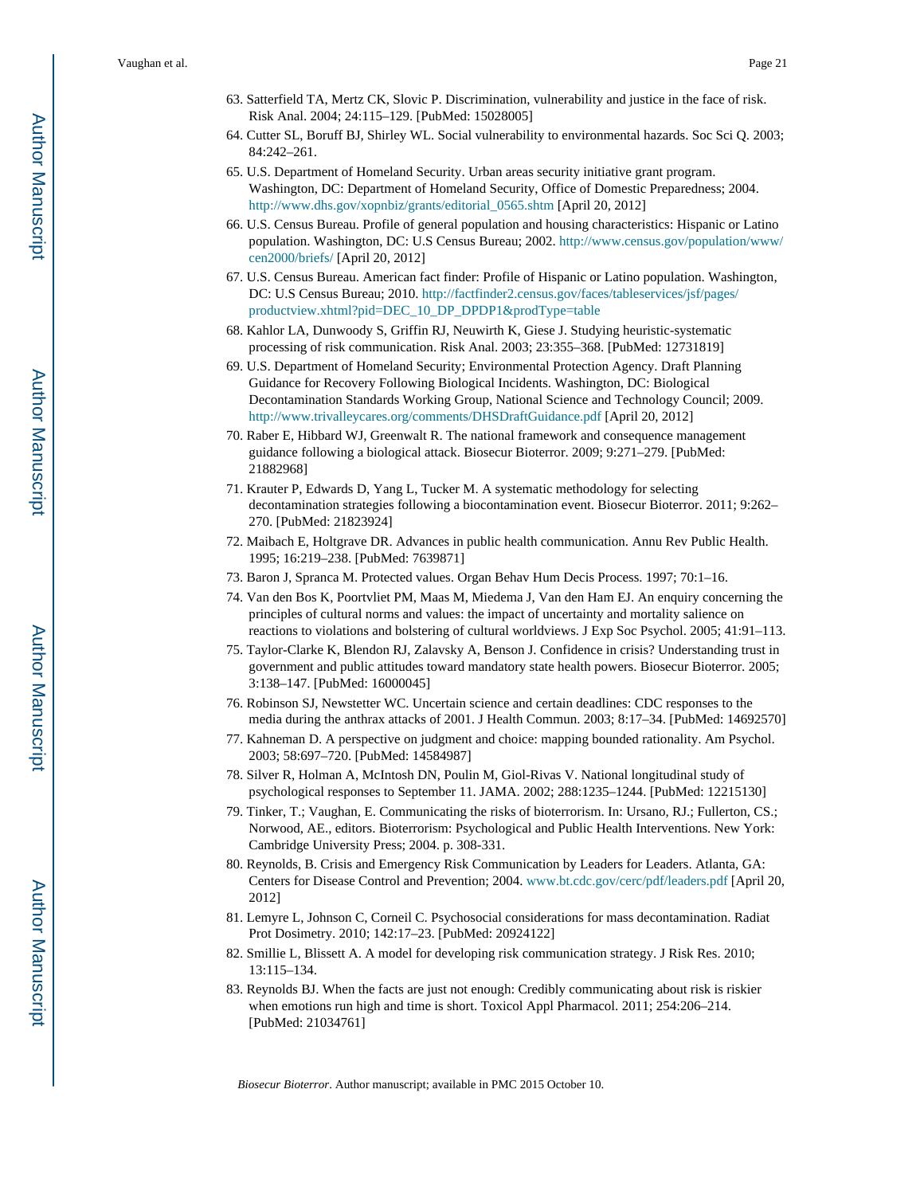63. Satterfield TA, Mertz CK, Slovic P. Discrimination, vulnerability and justice in the face of risk. Risk Anal. 2004; 24:115–129. [PubMed: 15028005]
64. Cutter SL, Boruff BJ, Shirley WL. Social vulnerability to environmental hazards. Soc Sci Q. 2003; 84:242–261.
65. U.S. Department of Homeland Security. Urban areas security initiative grant program. Washington, DC: Department of Homeland Security, Office of Domestic Preparedness; 2004. http://www.dhs.gov/xopnbiz/grants/editorial_0565.shtm [April 20, 2012]
66. U.S. Census Bureau. Profile of general population and housing characteristics: Hispanic or Latino population. Washington, DC: U.S Census Bureau; 2002. http://www.census.gov/population/www/cen2000/briefs/ [April 20, 2012]
67. U.S. Census Bureau. American fact finder: Profile of Hispanic or Latino population. Washington, DC: U.S Census Bureau; 2010. http://factfinder2.census.gov/faces/tableservices/jsf/pages/productview.xhtml?pid=DEC_10_DP_DPDP1&prodType=table
68. Kahlor LA, Dunwoody S, Griffin RJ, Neuwirth K, Giese J. Studying heuristic-systematic processing of risk communication. Risk Anal. 2003; 23:355–368. [PubMed: 12731819]
69. U.S. Department of Homeland Security; Environmental Protection Agency. Draft Planning Guidance for Recovery Following Biological Incidents. Washington, DC: Biological Decontamination Standards Working Group, National Science and Technology Council; 2009. http://www.trivalleycares.org/comments/DHSDraftGuidance.pdf [April 20, 2012]
70. Raber E, Hibbard WJ, Greenwalt R. The national framework and consequence management guidance following a biological attack. Biosecur Bioterror. 2009; 9:271–279. [PubMed: 21882968]
71. Krauter P, Edwards D, Yang L, Tucker M. A systematic methodology for selecting decontamination strategies following a biocontamination event. Biosecur Bioterror. 2011; 9:262–270. [PubMed: 21823924]
72. Maibach E, Holtgrave DR. Advances in public health communication. Annu Rev Public Health. 1995; 16:219–238. [PubMed: 7639871]
73. Baron J, Spranca M. Protected values. Organ Behav Hum Decis Process. 1997; 70:1–16.
74. Van den Bos K, Poortvliet PM, Maas M, Miedema J, Van den Ham EJ. An enquiry concerning the principles of cultural norms and values: the impact of uncertainty and mortality salience on reactions to violations and bolstering of cultural worldviews. J Exp Soc Psychol. 2005; 41:91–113.
75. Taylor-Clarke K, Blendon RJ, Zalavsky A, Benson J. Confidence in crisis? Understanding trust in government and public attitudes toward mandatory state health powers. Biosecur Bioterror. 2005; 3:138–147. [PubMed: 16000045]
76. Robinson SJ, Newstetter WC. Uncertain science and certain deadlines: CDC responses to the media during the anthrax attacks of 2001. J Health Commun. 2003; 8:17–34. [PubMed: 14692570]
77. Kahneman D. A perspective on judgment and choice: mapping bounded rationality. Am Psychol. 2003; 58:697–720. [PubMed: 14584987]
78. Silver R, Holman A, McIntosh DN, Poulin M, Giol-Rivas V. National longitudinal study of psychological responses to September 11. JAMA. 2002; 288:1235–1244. [PubMed: 12215130]
79. Tinker, T.; Vaughan, E. Communicating the risks of bioterrorism. In: Ursano, RJ.; Fullerton, CS.; Norwood, AE., editors. Bioterrorism: Psychological and Public Health Interventions. New York: Cambridge University Press; 2004. p. 308-331.
80. Reynolds, B. Crisis and Emergency Risk Communication by Leaders for Leaders. Atlanta, GA: Centers for Disease Control and Prevention; 2004. www.bt.cdc.gov/cerc/pdf/leaders.pdf [April 20, 2012]
81. Lemyre L, Johnson C, Corneil C. Psychosocial considerations for mass decontamination. Radiat Prot Dosimetry. 2010; 142:17–23. [PubMed: 20924122]
82. Smillie L, Blissett A. A model for developing risk communication strategy. J Risk Res. 2010; 13:115–134.
83. Reynolds BJ. When the facts are just not enough: Credibly communicating about risk is riskier when emotions run high and time is short. Toxicol Appl Pharmacol. 2011; 254:206–214. [PubMed: 21034761]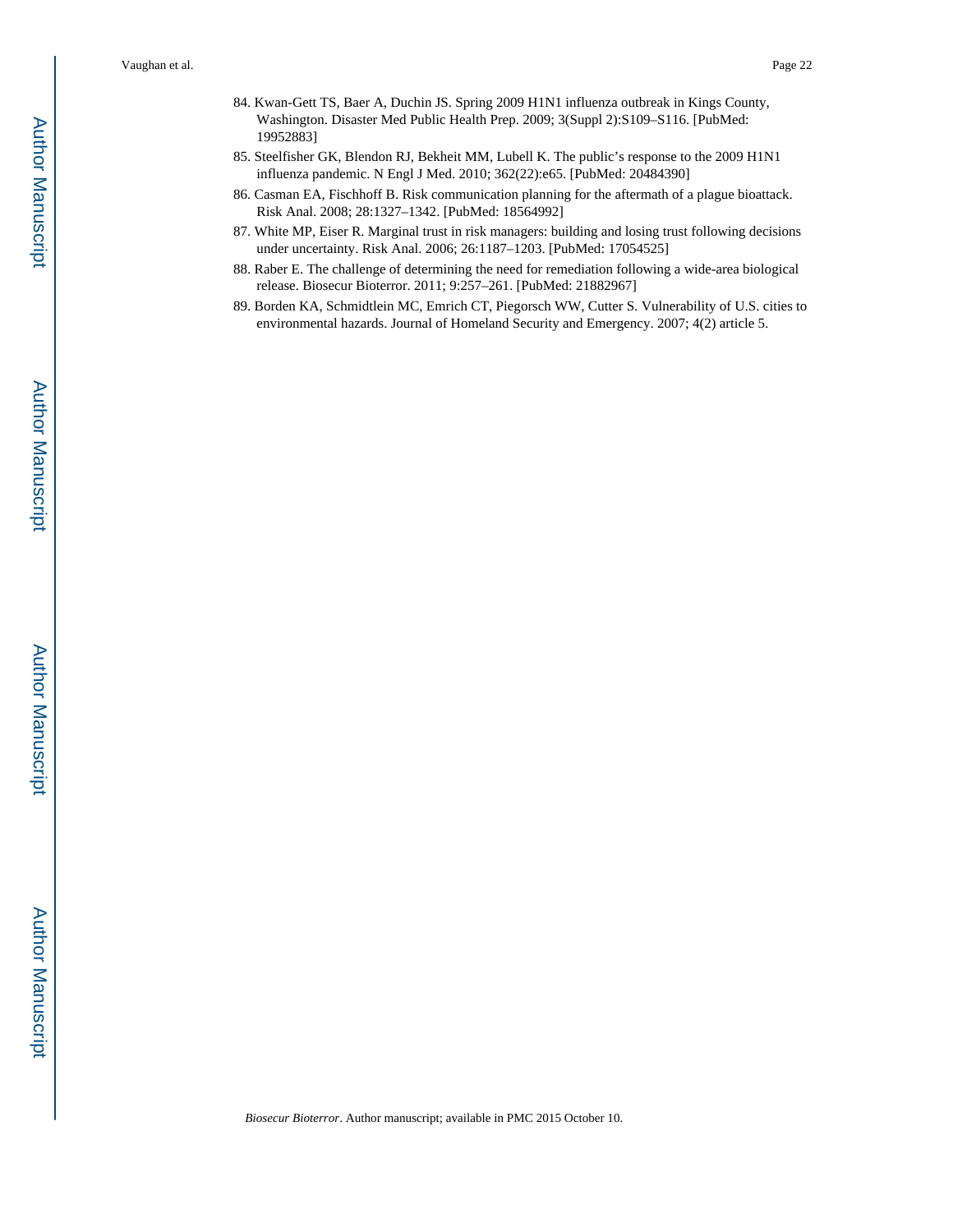84. Kwan-Gett TS, Baer A, Duchin JS. Spring 2009 H1N1 influenza outbreak in Kings County, Washington. Disaster Med Public Health Prep. 2009; 3(Suppl 2):S109–S116. [PubMed: 19952883]
85. Steelfisher GK, Blendon RJ, Bekheit MM, Lubell K. The public's response to the 2009 H1N1 influenza pandemic. N Engl J Med. 2010; 362(22):e65. [PubMed: 20484390]
86. Casman EA, Fischhoff B. Risk communication planning for the aftermath of a plague bioattack. Risk Anal. 2008; 28:1327–1342. [PubMed: 18564992]
87. White MP, Eiser R. Marginal trust in risk managers: building and losing trust following decisions under uncertainty. Risk Anal. 2006; 26:1187–1203. [PubMed: 17054525]
88. Raber E. The challenge of determining the need for remediation following a wide-area biological release. Biosecur Bioterror. 2011; 9:257–261. [PubMed: 21882967]
89. Borden KA, Schmidtlein MC, Emrich CT, Piegorsch WW, Cutter S. Vulnerability of U.S. cities to environmental hazards. Journal of Homeland Security and Emergency. 2007; 4(2) article 5.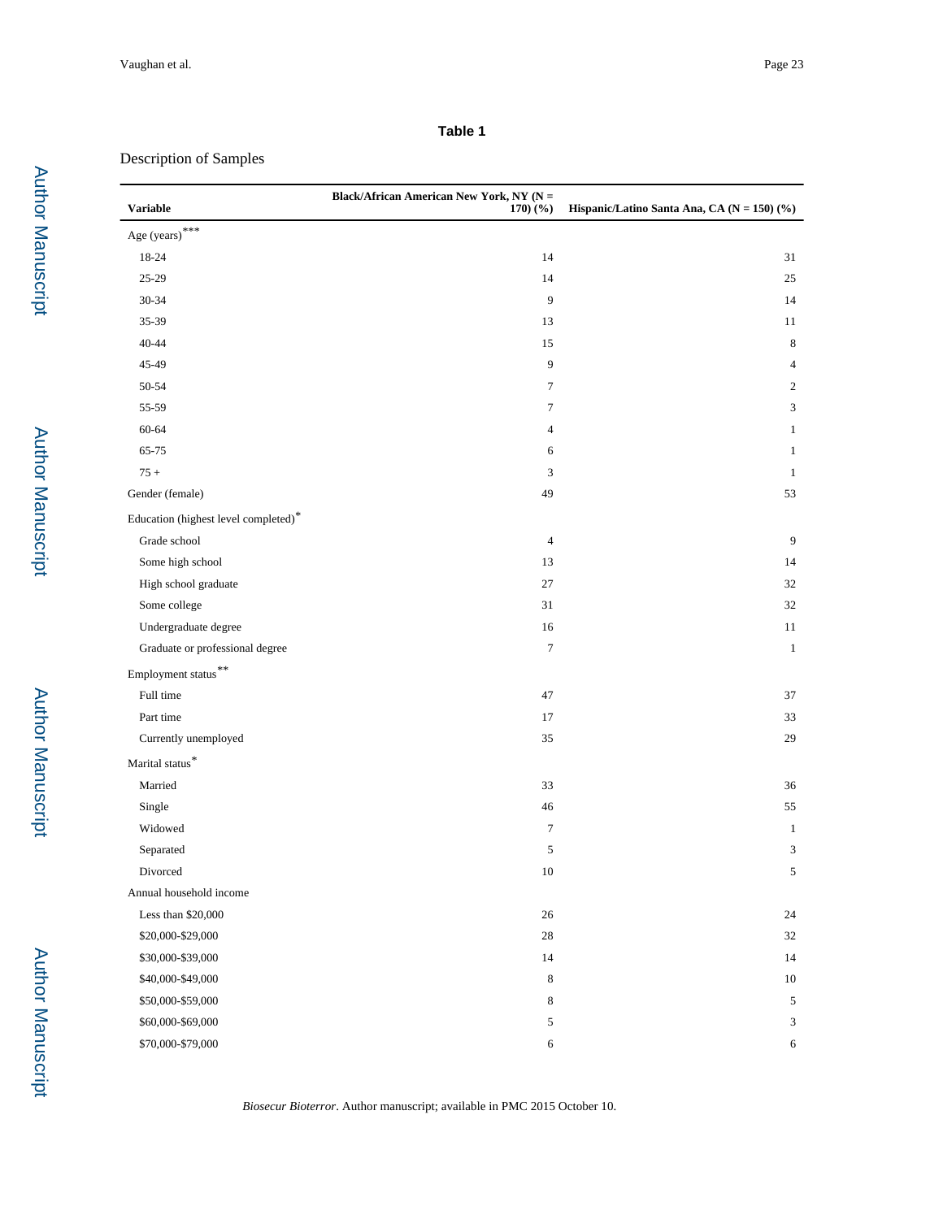**Table 1**

Description of Samples

| Variable | Black/African American New York, NY (N = 170) (%) | Hispanic/Latino Santa Ana, CA (N = 150) (%) |
|---|---|---|
| Age (years)*** | | |
| 18-24 | 14 | 31 |
| 25-29 | 14 | 25 |
| 30-34 | 9 | 14 |
| 35-39 | 13 | 11 |
| 40-44 | 15 | 8 |
| 45-49 | 9 | 4 |
| 50-54 | 7 | 2 |
| 55-59 | 7 | 3 |
| 60-64 | 4 | 1 |
| 65-75 | 6 | 1 |
| 75 + | 3 | 1 |
| Gender (female) | 49 | 53 |
| Education (highest level completed)* | | |
| Grade school | 4 | 9 |
| Some high school | 13 | 14 |
| High school graduate | 27 | 32 |
| Some college | 31 | 32 |
| Undergraduate degree | 16 | 11 |
| Graduate or professional degree | 7 | 1 |
| Employment status** | | |
| Full time | 47 | 37 |
| Part time | 17 | 33 |
| Currently unemployed | 35 | 29 |
| Marital status* | | |
| Married | 33 | 36 |
| Single | 46 | 55 |
| Widowed | 7 | 1 |
| Separated | 5 | 3 |
| Divorced | 10 | 5 |
| Annual household income | | |
| Less than $20,000 | 26 | 24 |
| $20,000-$29,000 | 28 | 32 |
| $30,000-$39,000 | 14 | 14 |
| $40,000-$49,000 | 8 | 10 |
| $50,000-$59,000 | 8 | 5 |
| $60,000-$69,000 | 5 | 3 |
| $70,000-$79,000 | 6 | 6 |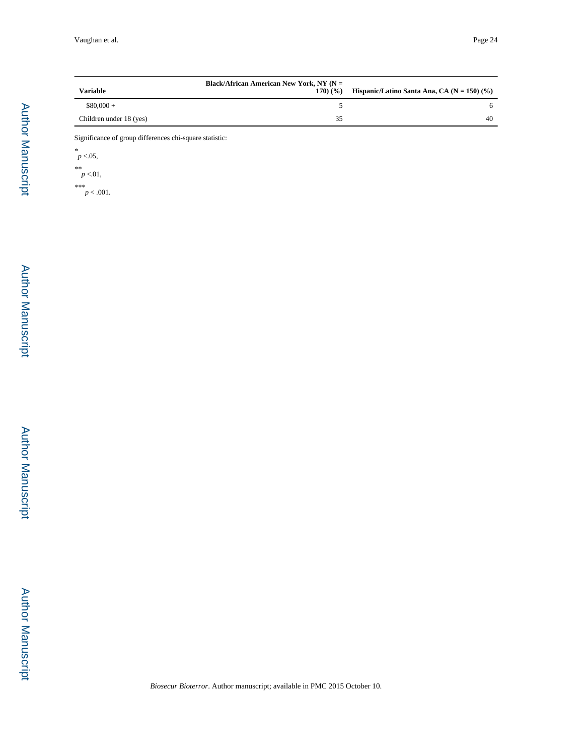| Variable | Black/African American New York, NY (N = 170) (%) | Hispanic/Latino Santa Ana, CA (N = 150) (%) |
| --- | --- | --- |
| $80,000 + | 5 | 6 |
| Children under 18 (yes) | 35 | 40 |

Significance of group differences chi-square statistic:

\* $p < .05$,

\*\* $p < .01$,

\*\*\* $p < .001$.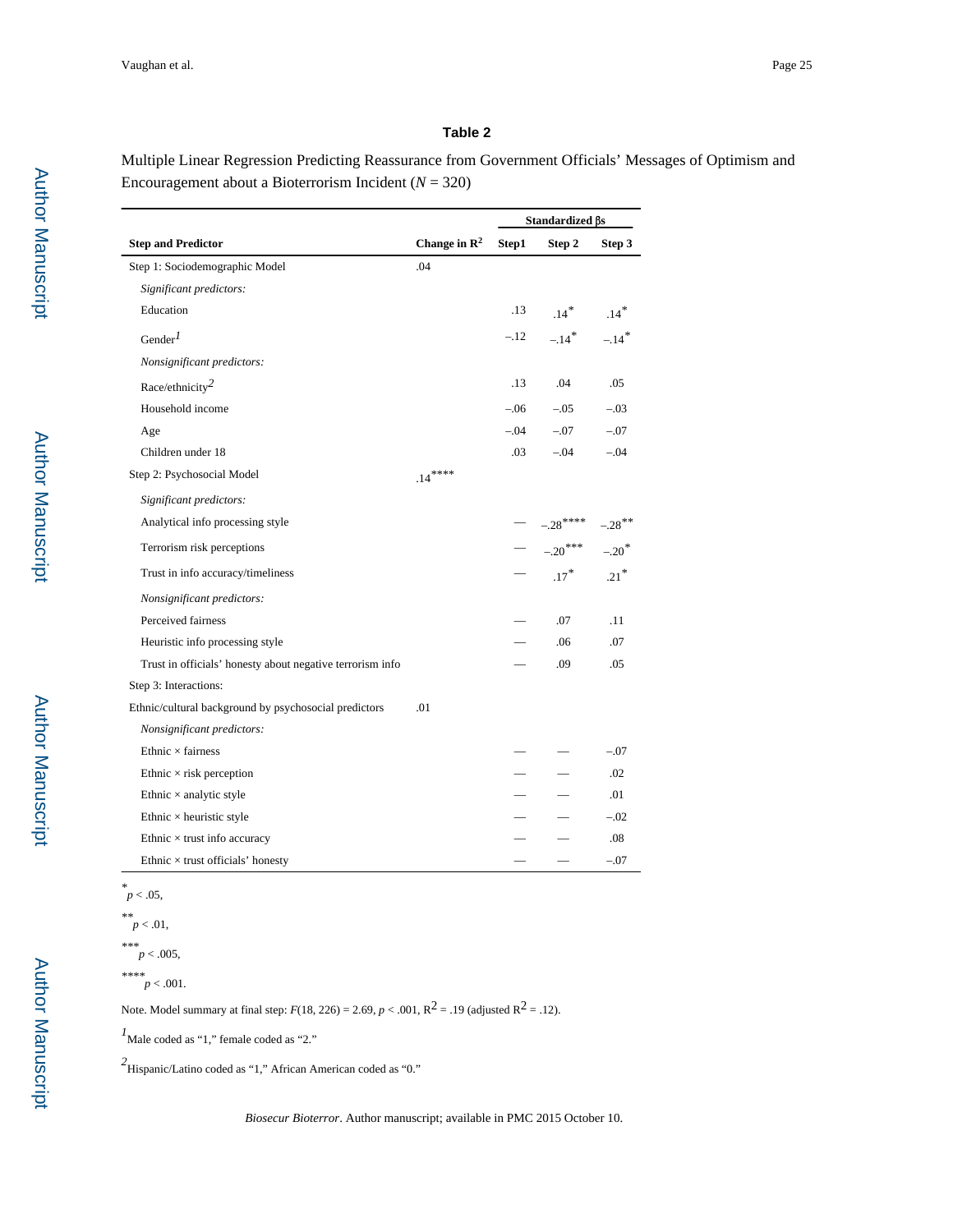## Table 2

Multiple Linear Regression Predicting Reassurance from Government Officials' Messages of Optimism and Encouragement about a Bioterrorism Incident ($N$ = 320)

| Step and Predictor | Change in $R^2$ | Standardized βs | | |
|---|---|---|---|---|
| | | Step1 | Step 2 | Step 3 |
| Step 1: Sociodemographic Model | .04 | | | |
| *Significant predictors:* | | | | |
| Education | | .13 | .14* | .14* |
| Gender[1] | | –.12 | –.14* | –.14* |
| *Nonsignificant predictors:* | | | | |
| Race/ethnicity[2] | | .13 | .04 | .05 |
| Household income | | –.06 | –.05 | –.03 |
| Age | | –.04 | –.07 | –.07 |
| Children under 18 | | .03 | –.04 | –.04 |
| Step 2: Psychosocial Model | .14**** | | | |
| *Significant predictors:* | | | | |
| Analytical info processing style | | — | –.28**** | –.28** |
| Terrorism risk perceptions | | — | –.20*** | –.20* |
| Trust in info accuracy/timeliness | | — | .17* | .21* |
| *Nonsignificant predictors:* | | | | |
| Perceived fairness | | — | .07 | .11 |
| Heuristic info processing style | | — | .06 | .07 |
| Trust in officials' honesty about negative terrorism info | | — | .09 | .05 |
| Step 3: Interactions: | | | | |
| Ethnic/cultural background by psychosocial predictors | .01 | | | |
| *Nonsignificant predictors:* | | | | |
| Ethnic × fairness | | — | — | –.07 |
| Ethnic × risk perception | | — | — | .02 |
| Ethnic × analytic style | | — | — | .01 |
| Ethnic × heuristic style | | — | — | –.02 |
| Ethnic × trust info accuracy | | — | — | .08 |
| Ethnic × trust officials' honesty | | — | — | –.07 |

\* $p < .05$,

\*\* $p < .01$,

\*\*\* $p < .005$,

\*\*\*\* $p < .001$.

Note. Model summary at final step: $F(18, 226) = 2.69$, $p < .001$, $R^2 = .19$ (adjusted $R^2 = .12$).

[1]Male coded as "1," female coded as "2."

[2]Hispanic/Latino coded as "1," African American coded as "0."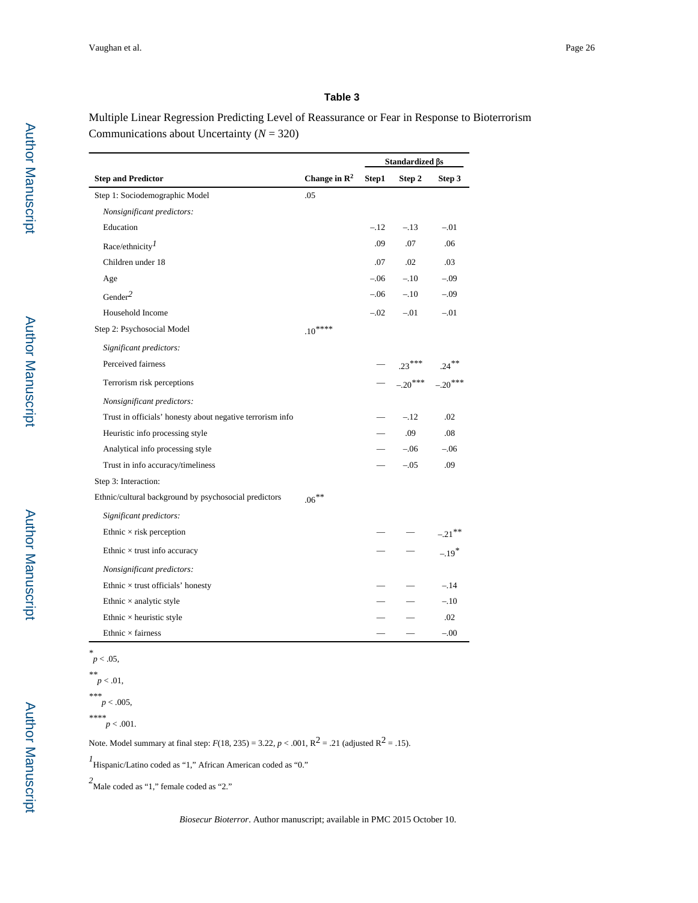**Table 3**

Multiple Linear Regression Predicting Level of Reassurance or Fear in Response to Bioterrorism Communications about Uncertainty ($N = 320$)

| Step and Predictor | Change in $R^2$ | Standardized βs | | |
|---|---|---|---|---|
| | | Step1 | Step 2 | Step 3 |
| Step 1: Sociodemographic Model | .05 | | | |
| *Nonsignificant predictors:* | | | | |
| Education | | –.12 | –.13 | –.01 |
| Race/ethnicity[1] | | .09 | .07 | .06 |
| Children under 18 | | .07 | .02 | .03 |
| Age | | –.06 | –.10 | –.09 |
| Gender[2] | | –.06 | –.10 | –.09 |
| Household Income | | –.02 | –.01 | –.01 |
| Step 2: Psychosocial Model | .10**** | | | |
| *Significant predictors:* | | | | |
| Perceived fairness | | — | .23*** | .24** |
| Terrorism risk perceptions | | — | –.20*** | –.20*** |
| *Nonsignificant predictors:* | | | | |
| Trust in officials' honesty about negative terrorism info | | — | –.12 | .02 |
| Heuristic info processing style | | — | .09 | .08 |
| Analytical info processing style | | — | –.06 | –.06 |
| Trust in info accuracy/timeliness | | — | –.05 | .09 |
| Step 3: Interaction: | | | | |
| Ethnic/cultural background by psychosocial predictors | .06** | | | |
| *Significant predictors:* | | | | |
| Ethnic × risk perception | | — | — | –.21** |
| Ethnic × trust info accuracy | | — | — | –.19* |
| *Nonsignificant predictors:* | | | | |
| Ethnic × trust officials' honesty | | — | — | –.14 |
| Ethnic × analytic style | | — | — | –.10 |
| Ethnic × heuristic style | | — | — | .02 |
| Ethnic × fairness | | — | — | –.00 |

* $p < .05$,

** $p < .01$,

*** $p < .005$,

**** $p < .001$.

Note. Model summary at final step: $F(18, 235) = 3.22$, $p < .001$, $R^2 = .21$ (adjusted $R^2 = .15$).

[1] Hispanic/Latino coded as "1," African American coded as "0."

[2] Male coded as "1," female coded as "2."